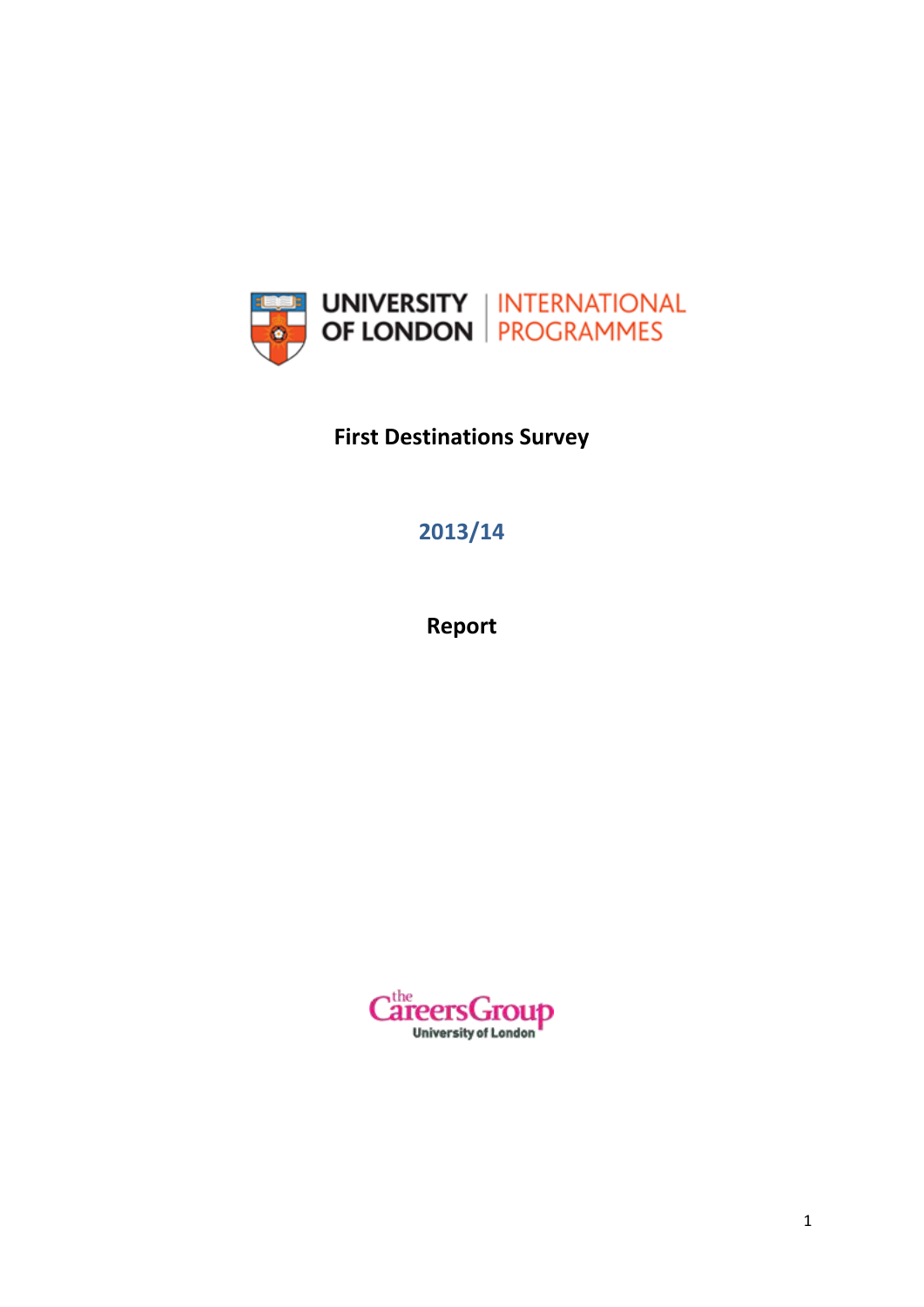UNIVERSITY OF LONDON | INTERNATIONAL PROGRAMMES

# First Destinations Survey

## 2013/14

## Report

the Careers Group
University of London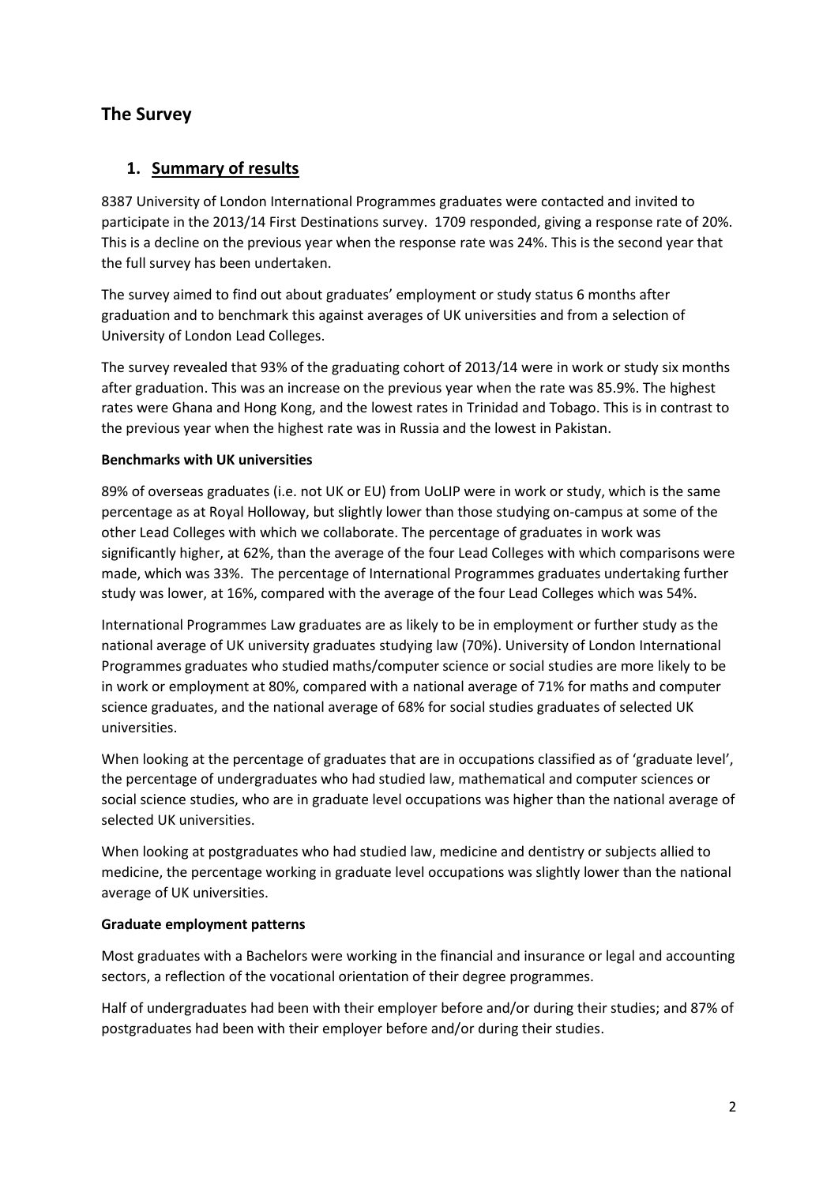# The Survey

## 1. Summary of results

8387 University of London International Programmes graduates were contacted and invited to participate in the 2013/14 First Destinations survey. 1709 responded, giving a response rate of 20%. This is a decline on the previous year when the response rate was 24%. This is the second year that the full survey has been undertaken.

The survey aimed to find out about graduates' employment or study status 6 months after graduation and to benchmark this against averages of UK universities and from a selection of University of London Lead Colleges.

The survey revealed that 93% of the graduating cohort of 2013/14 were in work or study six months after graduation. This was an increase on the previous year when the rate was 85.9%. The highest rates were Ghana and Hong Kong, and the lowest rates in Trinidad and Tobago. This is in contrast to the previous year when the highest rate was in Russia and the lowest in Pakistan.

**Benchmarks with UK universities**

89% of overseas graduates (i.e. not UK or EU) from UoLIP were in work or study, which is the same percentage as at Royal Holloway, but slightly lower than those studying on-campus at some of the other Lead Colleges with which we collaborate. The percentage of graduates in work was significantly higher, at 62%, than the average of the four Lead Colleges with which comparisons were made, which was 33%. The percentage of International Programmes graduates undertaking further study was lower, at 16%, compared with the average of the four Lead Colleges which was 54%.

International Programmes Law graduates are as likely to be in employment or further study as the national average of UK university graduates studying law (70%). University of London International Programmes graduates who studied maths/computer science or social studies are more likely to be in work or employment at 80%, compared with a national average of 71% for maths and computer science graduates, and the national average of 68% for social studies graduates of selected UK universities.

When looking at the percentage of graduates that are in occupations classified as of 'graduate level', the percentage of undergraduates who had studied law, mathematical and computer sciences or social science studies, who are in graduate level occupations was higher than the national average of selected UK universities.

When looking at postgraduates who had studied law, medicine and dentistry or subjects allied to medicine, the percentage working in graduate level occupations was slightly lower than the national average of UK universities.

**Graduate employment patterns**

Most graduates with a Bachelors were working in the financial and insurance or legal and accounting sectors, a reflection of the vocational orientation of their degree programmes.

Half of undergraduates had been with their employer before and/or during their studies; and 87% of postgraduates had been with their employer before and/or during their studies.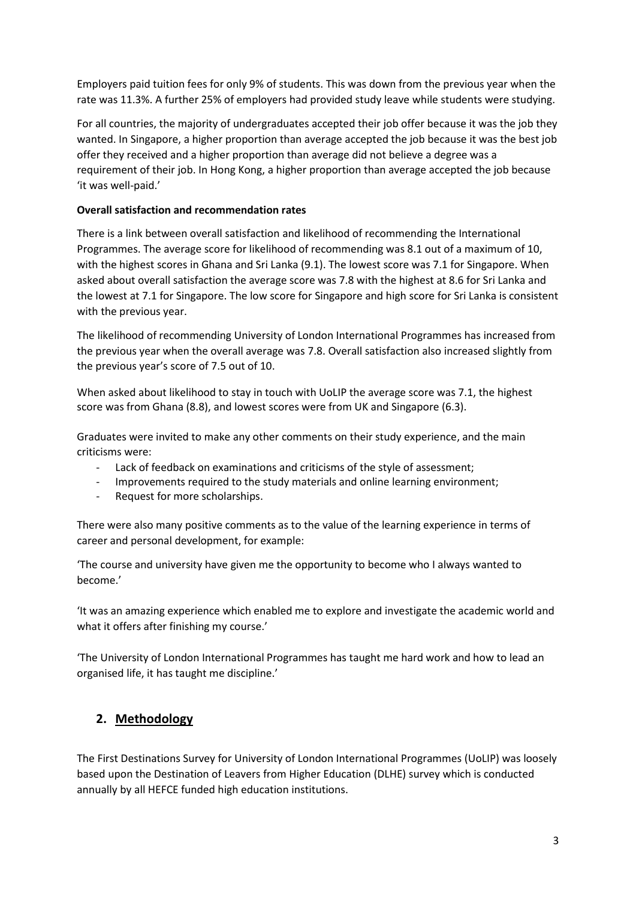Employers paid tuition fees for only 9% of students. This was down from the previous year when the rate was 11.3%. A further 25% of employers had provided study leave while students were studying.

For all countries, the majority of undergraduates accepted their job offer because it was the job they wanted. In Singapore, a higher proportion than average accepted the job because it was the best job offer they received and a higher proportion than average did not believe a degree was a requirement of their job. In Hong Kong, a higher proportion than average accepted the job because 'it was well-paid.'

**Overall satisfaction and recommendation rates**

There is a link between overall satisfaction and likelihood of recommending the International Programmes. The average score for likelihood of recommending was 8.1 out of a maximum of 10, with the highest scores in Ghana and Sri Lanka (9.1). The lowest score was 7.1 for Singapore. When asked about overall satisfaction the average score was 7.8 with the highest at 8.6 for Sri Lanka and the lowest at 7.1 for Singapore. The low score for Singapore and high score for Sri Lanka is consistent with the previous year.

The likelihood of recommending University of London International Programmes has increased from the previous year when the overall average was 7.8. Overall satisfaction also increased slightly from the previous year's score of 7.5 out of 10.

When asked about likelihood to stay in touch with UoLIP the average score was 7.1, the highest score was from Ghana (8.8), and lowest scores were from UK and Singapore (6.3).

Graduates were invited to make any other comments on their study experience, and the main criticisms were:

- Lack of feedback on examinations and criticisms of the style of assessment;
- Improvements required to the study materials and online learning environment;
- Request for more scholarships.

There were also many positive comments as to the value of the learning experience in terms of career and personal development, for example:

'The course and university have given me the opportunity to become who I always wanted to become.'

'It was an amazing experience which enabled me to explore and investigate the academic world and what it offers after finishing my course.'

'The University of London International Programmes has taught me hard work and how to lead an organised life, it has taught me discipline.'

## 2. Methodology

The First Destinations Survey for University of London International Programmes (UoLIP) was loosely based upon the Destination of Leavers from Higher Education (DLHE) survey which is conducted annually by all HEFCE funded high education institutions.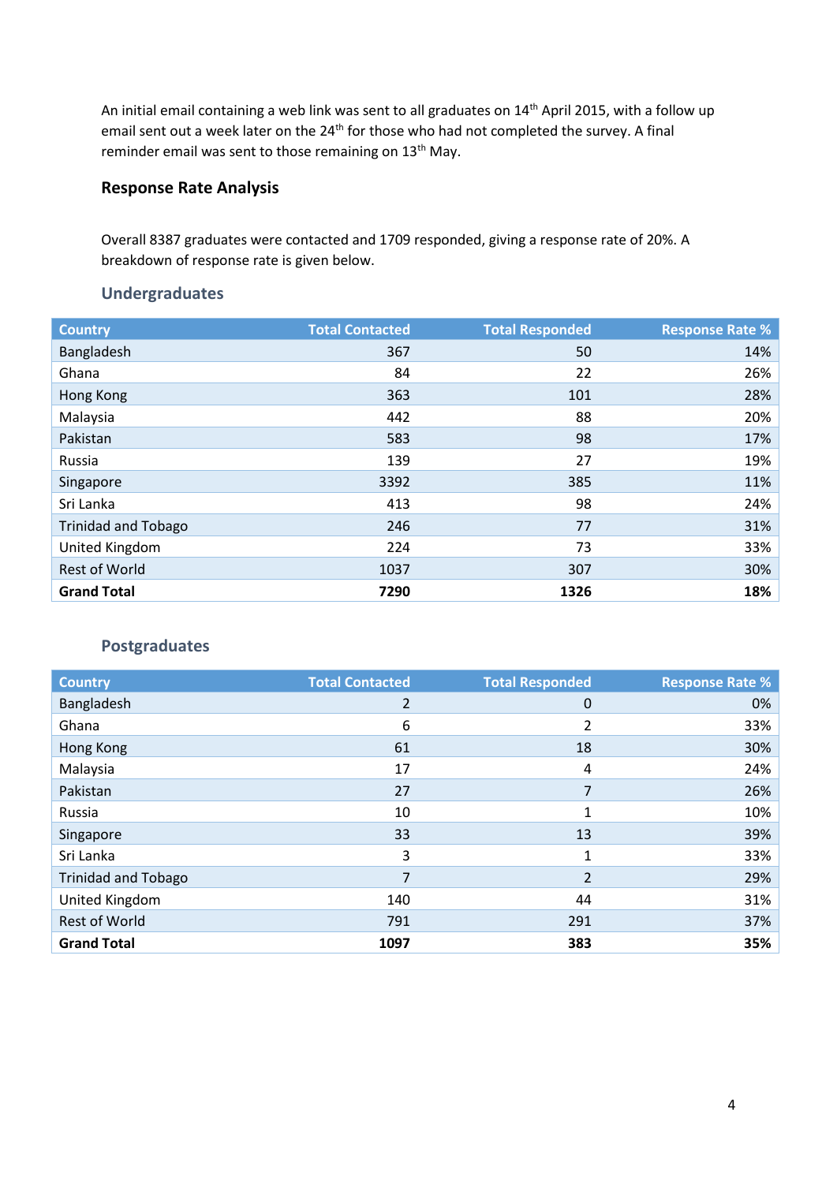An initial email containing a web link was sent to all graduates on 14th April 2015, with a follow up email sent out a week later on the 24th for those who had not completed the survey. A final reminder email was sent to those remaining on 13th May.

## Response Rate Analysis

Overall 8387 graduates were contacted and 1709 responded, giving a response rate of 20%. A breakdown of response rate is given below.

### Undergraduates

| Country | Total Contacted | Total Responded | Response Rate % |
|---|---|---|---|
| Bangladesh | 367 | 50 | 14% |
| Ghana | 84 | 22 | 26% |
| Hong Kong | 363 | 101 | 28% |
| Malaysia | 442 | 88 | 20% |
| Pakistan | 583 | 98 | 17% |
| Russia | 139 | 27 | 19% |
| Singapore | 3392 | 385 | 11% |
| Sri Lanka | 413 | 98 | 24% |
| Trinidad and Tobago | 246 | 77 | 31% |
| United Kingdom | 224 | 73 | 33% |
| Rest of World | 1037 | 307 | 30% |
| **Grand Total** | **7290** | **1326** | **18%** |

### Postgraduates

| Country | Total Contacted | Total Responded | Response Rate % |
|---|---|---|---|
| Bangladesh | 2 | 0 | 0% |
| Ghana | 6 | 2 | 33% |
| Hong Kong | 61 | 18 | 30% |
| Malaysia | 17 | 4 | 24% |
| Pakistan | 27 | 7 | 26% |
| Russia | 10 | 1 | 10% |
| Singapore | 33 | 13 | 39% |
| Sri Lanka | 3 | 1 | 33% |
| Trinidad and Tobago | 7 | 2 | 29% |
| United Kingdom | 140 | 44 | 31% |
| Rest of World | 791 | 291 | 37% |
| **Grand Total** | **1097** | **383** | **35%** |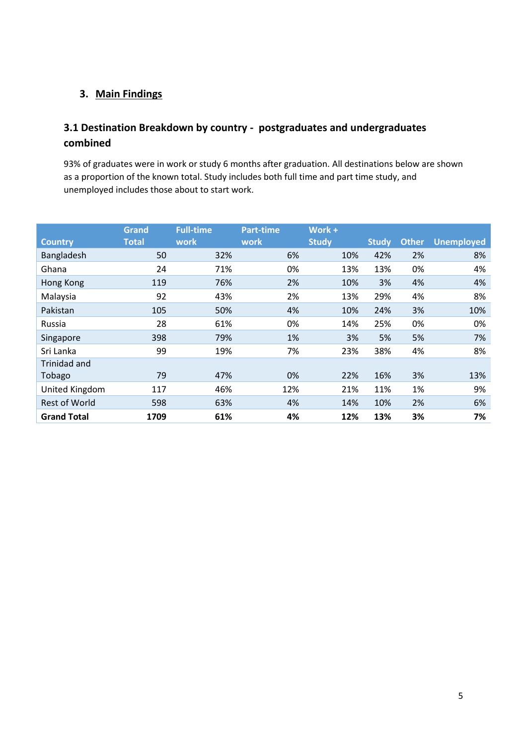## 3. Main Findings

### 3.1 Destination Breakdown by country - postgraduates and undergraduates combined

93% of graduates were in work or study 6 months after graduation. All destinations below are shown as a proportion of the known total. Study includes both full time and part time study, and unemployed includes those about to start work.

| Country | Grand Total | Full-time work | Part-time work | Work + Study | Study | Other | Unemployed |
|---|---|---|---|---|---|---|---|
| Bangladesh | 50 | 32% | 6% | 10% | 42% | 2% | 8% |
| Ghana | 24 | 71% | 0% | 13% | 13% | 0% | 4% |
| Hong Kong | 119 | 76% | 2% | 10% | 3% | 4% | 4% |
| Malaysia | 92 | 43% | 2% | 13% | 29% | 4% | 8% |
| Pakistan | 105 | 50% | 4% | 10% | 24% | 3% | 10% |
| Russia | 28 | 61% | 0% | 14% | 25% | 0% | 0% |
| Singapore | 398 | 79% | 1% | 3% | 5% | 5% | 7% |
| Sri Lanka | 99 | 19% | 7% | 23% | 38% | 4% | 8% |
| Trinidad and Tobago | 79 | 47% | 0% | 22% | 16% | 3% | 13% |
| United Kingdom | 117 | 46% | 12% | 21% | 11% | 1% | 9% |
| Rest of World | 598 | 63% | 4% | 14% | 10% | 2% | 6% |
| **Grand Total** | **1709** | **61%** | **4%** | **12%** | **13%** | **3%** | **7%** |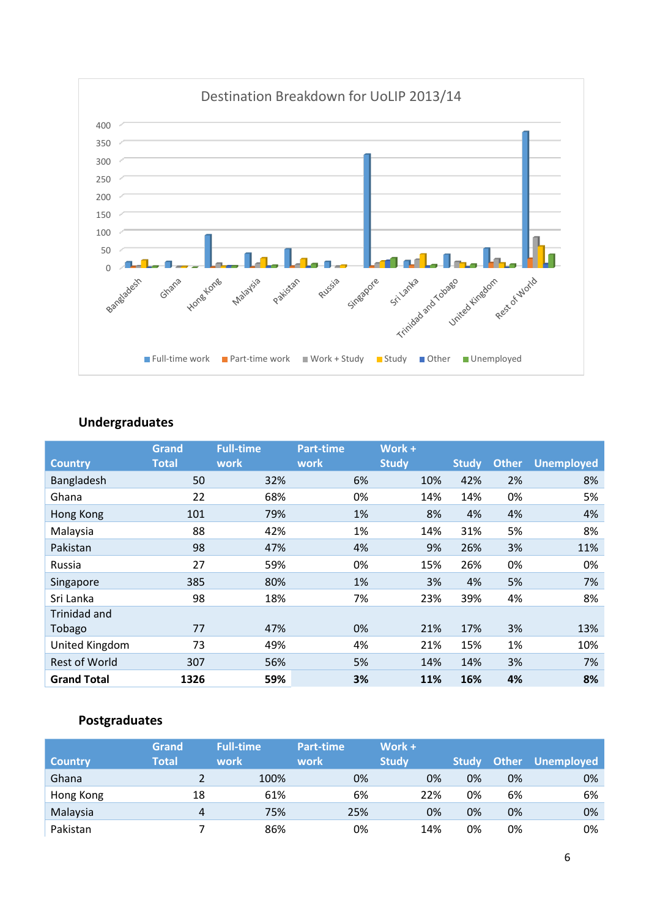Destination Breakdown for UoLIP 2013/14

400
350
300
250
200
150
100
50
0

Bangladesh, Ghana, Hong Kong, Malaysia, Pakistan, Russia, Singapore, Sri Lanka, Trinidad and Tobago, United Kingdom, Rest of World

Full-time work, Part-time work, Work + Study, Study, Other, Unemployed

### Undergraduates

| Country | Grand Total | Full-time work | Part-time work | Work + Study | Study | Other | Unemployed |
|---|---|---|---|---|---|---|---|
| Bangladesh | 50 | 32% | 6% | 10% | 42% | 2% | 8% |
| Ghana | 22 | 68% | 0% | 14% | 14% | 0% | 5% |
| Hong Kong | 101 | 79% | 1% | 8% | 4% | 4% | 4% |
| Malaysia | 88 | 42% | 1% | 14% | 31% | 5% | 8% |
| Pakistan | 98 | 47% | 4% | 9% | 26% | 3% | 11% |
| Russia | 27 | 59% | 0% | 15% | 26% | 0% | 0% |
| Singapore | 385 | 80% | 1% | 3% | 4% | 5% | 7% |
| Sri Lanka | 98 | 18% | 7% | 23% | 39% | 4% | 8% |
| Trinidad and Tobago | 77 | 47% | 0% | 21% | 17% | 3% | 13% |
| United Kingdom | 73 | 49% | 4% | 21% | 15% | 1% | 10% |
| Rest of World | 307 | 56% | 5% | 14% | 14% | 3% | 7% |
| **Grand Total** | **1326** | **59%** | **3%** | **11%** | **16%** | **4%** | **8%** |

### Postgraduates

| Country | Grand Total | Full-time work | Part-time work | Work + Study | Study | Other | Unemployed |
|---|---|---|---|---|---|---|---|
| Ghana | 2 | 100% | 0% | 0% | 0% | 0% | 0% |
| Hong Kong | 18 | 61% | 6% | 22% | 0% | 6% | 6% |
| Malaysia | 4 | 75% | 25% | 0% | 0% | 0% | 0% |
| Pakistan | 7 | 86% | 0% | 14% | 0% | 0% | 0% |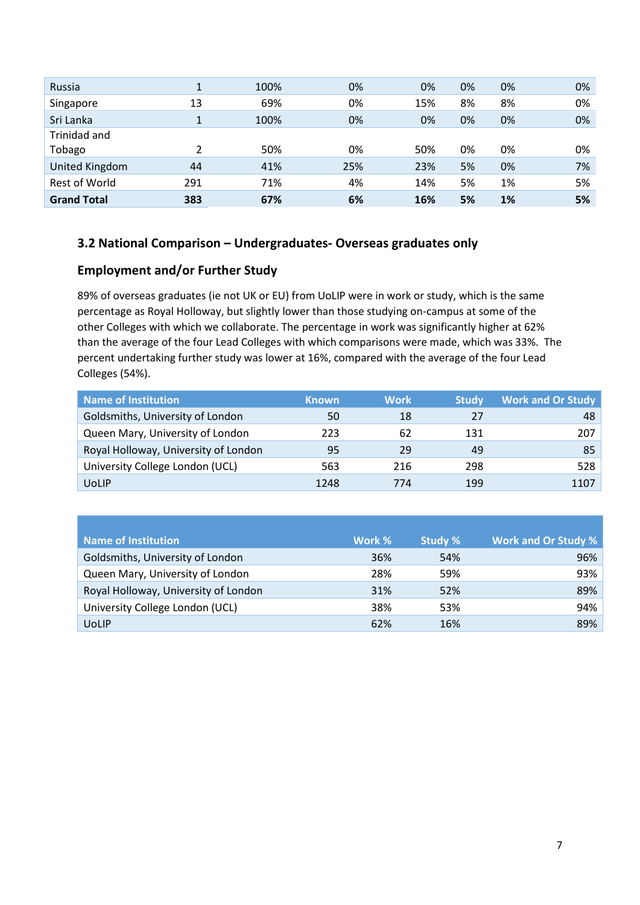| | | | | | | | |
|---|---|---|---|---|---|---|---|
| Russia | 1 | 100% | 0% | 0% | 0% | 0% | 0% |
| Singapore | 13 | 69% | 0% | 15% | 8% | 8% | 0% |
| Sri Lanka | 1 | 100% | 0% | 0% | 0% | 0% | 0% |
| Trinidad and Tobago | 2 | 50% | 0% | 50% | 0% | 0% | 0% |
| United Kingdom | 44 | 41% | 25% | 23% | 5% | 0% | 7% |
| Rest of World | 291 | 71% | 4% | 14% | 5% | 1% | 5% |
| **Grand Total** | **383** | **67%** | **6%** | **16%** | **5%** | **1%** | **5%** |

### 3.2 National Comparison – Undergraduates- Overseas graduates only

### Employment and/or Further Study

89% of overseas graduates (ie not UK or EU) from UoLIP were in work or study, which is the same percentage as Royal Holloway, but slightly lower than those studying on-campus at some of the other Colleges with which we collaborate. The percentage in work was significantly higher at 62% than the average of the four Lead Colleges with which comparisons were made, which was 33%. The percent undertaking further study was lower at 16%, compared with the average of the four Lead Colleges (54%).

| Name of Institution | Known | Work | Study | Work and Or Study |
|---|---|---|---|---|
| Goldsmiths, University of London | 50 | 18 | 27 | 48 |
| Queen Mary, University of London | 223 | 62 | 131 | 207 |
| Royal Holloway, University of London | 95 | 29 | 49 | 85 |
| University College London (UCL) | 563 | 216 | 298 | 528 |
| UoLIP | 1248 | 774 | 199 | 1107 |

| Name of Institution | Work % | Study % | Work and Or Study % |
|---|---|---|---|
| Goldsmiths, University of London | 36% | 54% | 96% |
| Queen Mary, University of London | 28% | 59% | 93% |
| Royal Holloway, University of London | 31% | 52% | 89% |
| University College London (UCL) | 38% | 53% | 94% |
| UoLIP | 62% | 16% | 89% |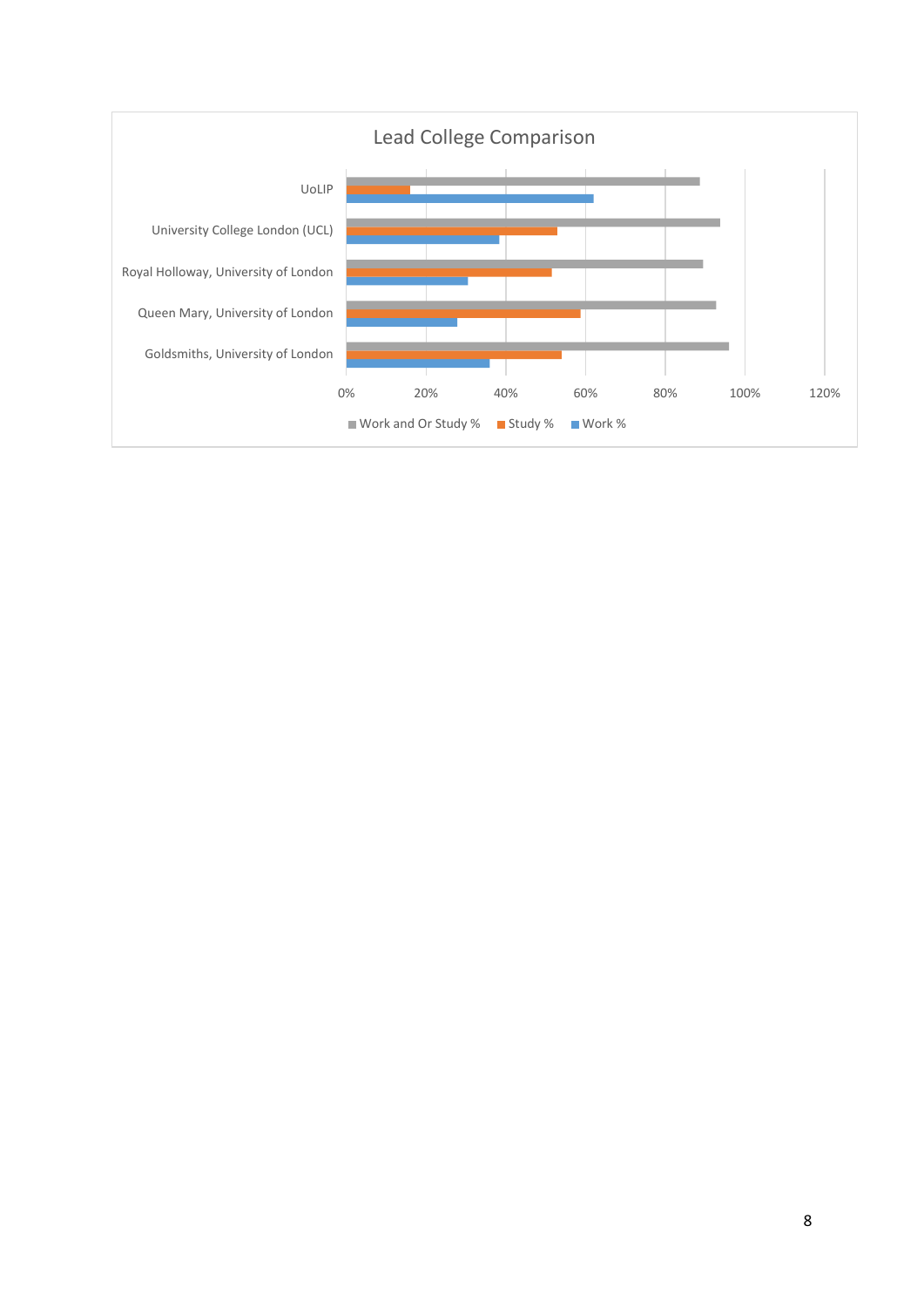Lead College Comparison

UoLIP

University College London (UCL)

Royal Holloway, University of London

Queen Mary, University of London

Goldsmiths, University of London

0% 20% 40% 60% 80% 100% 120%

Work and Or Study % Study % Work %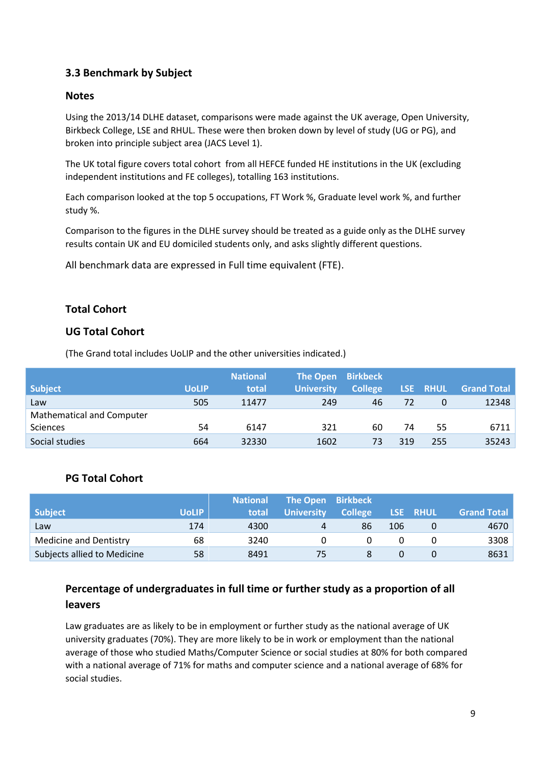### 3.3 Benchmark by Subject

#### Notes

Using the 2013/14 DLHE dataset, comparisons were made against the UK average, Open University, Birkbeck College, LSE and RHUL. These were then broken down by level of study (UG or PG), and broken into principle subject area (JACS Level 1).

The UK total figure covers total cohort from all HEFCE funded HE institutions in the UK (excluding independent institutions and FE colleges), totalling 163 institutions.

Each comparison looked at the top 5 occupations, FT Work %, Graduate level work %, and further study %.

Comparison to the figures in the DLHE survey should be treated as a guide only as the DLHE survey results contain UK and EU domiciled students only, and asks slightly different questions.

All benchmark data are expressed in Full time equivalent (FTE).

#### Total Cohort

#### UG Total Cohort

(The Grand total includes UoLIP and the other universities indicated.)

| Subject | UoLIP | National total | The Open University | Birkbeck College | LSE | RHUL | Grand Total |
|---|---|---|---|---|---|---|---|
| Law | 505 | 11477 | 249 | 46 | 72 | 0 | 12348 |
| Mathematical and Computer Sciences | 54 | 6147 | 321 | 60 | 74 | 55 | 6711 |
| Social studies | 664 | 32330 | 1602 | 73 | 319 | 255 | 35243 |

#### PG Total Cohort

| Subject | UoLIP | National total | The Open University | Birkbeck College | LSE | RHUL | Grand Total |
|---|---|---|---|---|---|---|---|
| Law | 174 | 4300 | 4 | 86 | 106 | 0 | 4670 |
| Medicine and Dentistry | 68 | 3240 | 0 | 0 | 0 | 0 | 3308 |
| Subjects allied to Medicine | 58 | 8491 | 75 | 8 | 0 | 0 | 8631 |

#### Percentage of undergraduates in full time or further study as a proportion of all leavers

Law graduates are as likely to be in employment or further study as the national average of UK university graduates (70%). They are more likely to be in work or employment than the national average of those who studied Maths/Computer Science or social studies at 80% for both compared with a national average of 71% for maths and computer science and a national average of 68% for social studies.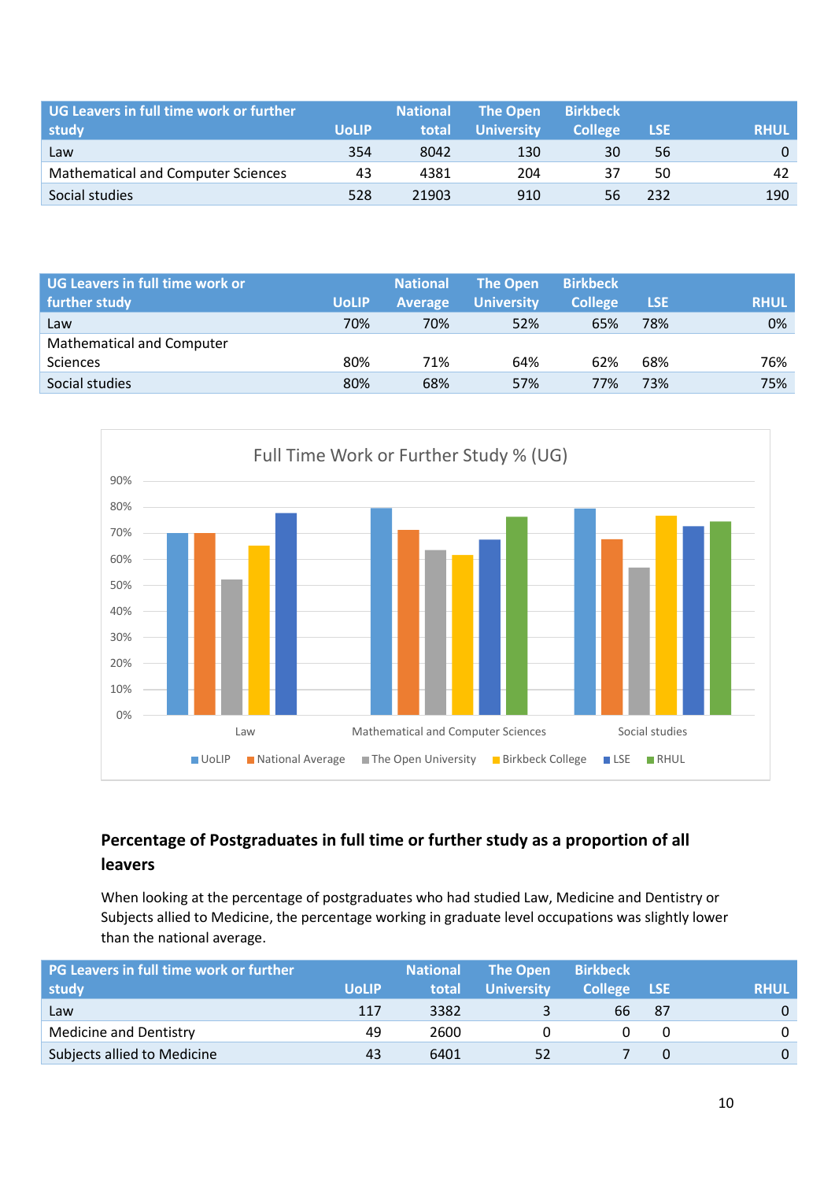| UG Leavers in full time work or further study | UoLIP | National total | The Open University | Birkbeck College | LSE | RHUL |
|---|---|---|---|---|---|---|
| Law | 354 | 8042 | 130 | 30 | 56 | 0 |
| Mathematical and Computer Sciences | 43 | 4381 | 204 | 37 | 50 | 42 |
| Social studies | 528 | 21903 | 910 | 56 | 232 | 190 |

| UG Leavers in full time work or further study | UoLIP | National Average | The Open University | Birkbeck College | LSE | RHUL |
|---|---|---|---|---|---|---|
| Law | 70% | 70% | 52% | 65% | 78% | 0% |
| Mathematical and Computer Sciences | 80% | 71% | 64% | 62% | 68% | 76% |
| Social studies | 80% | 68% | 57% | 77% | 73% | 75% |

Full Time Work or Further Study % (UG)

## Percentage of Postgraduates in full time or further study as a proportion of all leavers

When looking at the percentage of postgraduates who had studied Law, Medicine and Dentistry or Subjects allied to Medicine, the percentage working in graduate level occupations was slightly lower than the national average.

| PG Leavers in full time work or further study | UoLIP | National total | The Open University | Birkbeck College | LSE | RHUL |
|---|---|---|---|---|---|---|
| Law | 117 | 3382 | 3 | 66 | 87 | 0 |
| Medicine and Dentistry | 49 | 2600 | 0 | 0 | 0 | 0 |
| Subjects allied to Medicine | 43 | 6401 | 52 | 7 | 0 | 0 |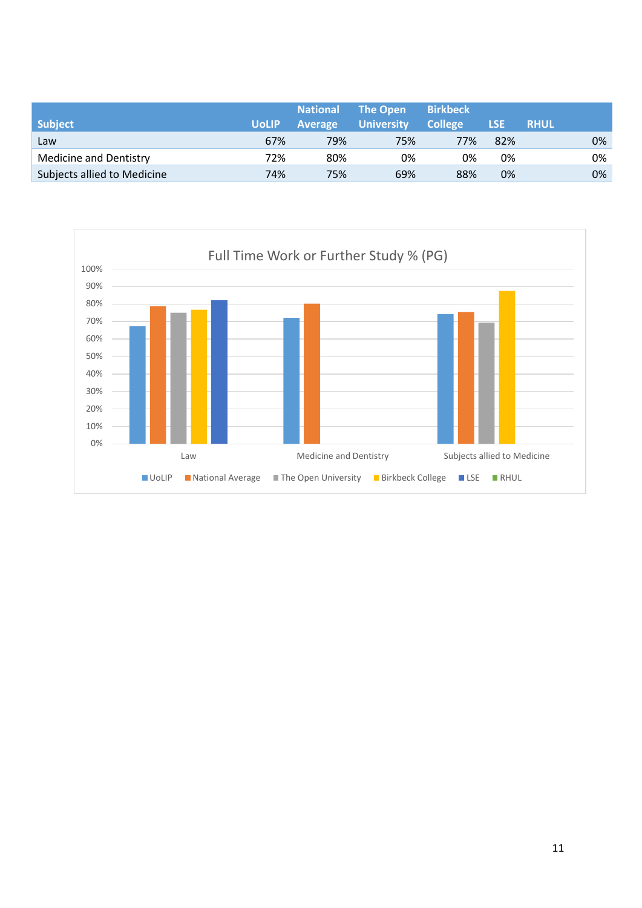| Subject | UoLIP | National Average | The Open University | Birkbeck College | LSE | RHUL |
|---|---|---|---|---|---|---|
| Law | 67% | 79% | 75% | 77% | 82% | 0% |
| Medicine and Dentistry | 72% | 80% | 0% | 0% | 0% | 0% |
| Subjects allied to Medicine | 74% | 75% | 69% | 88% | 0% | 0% |

Full Time Work or Further Study % (PG)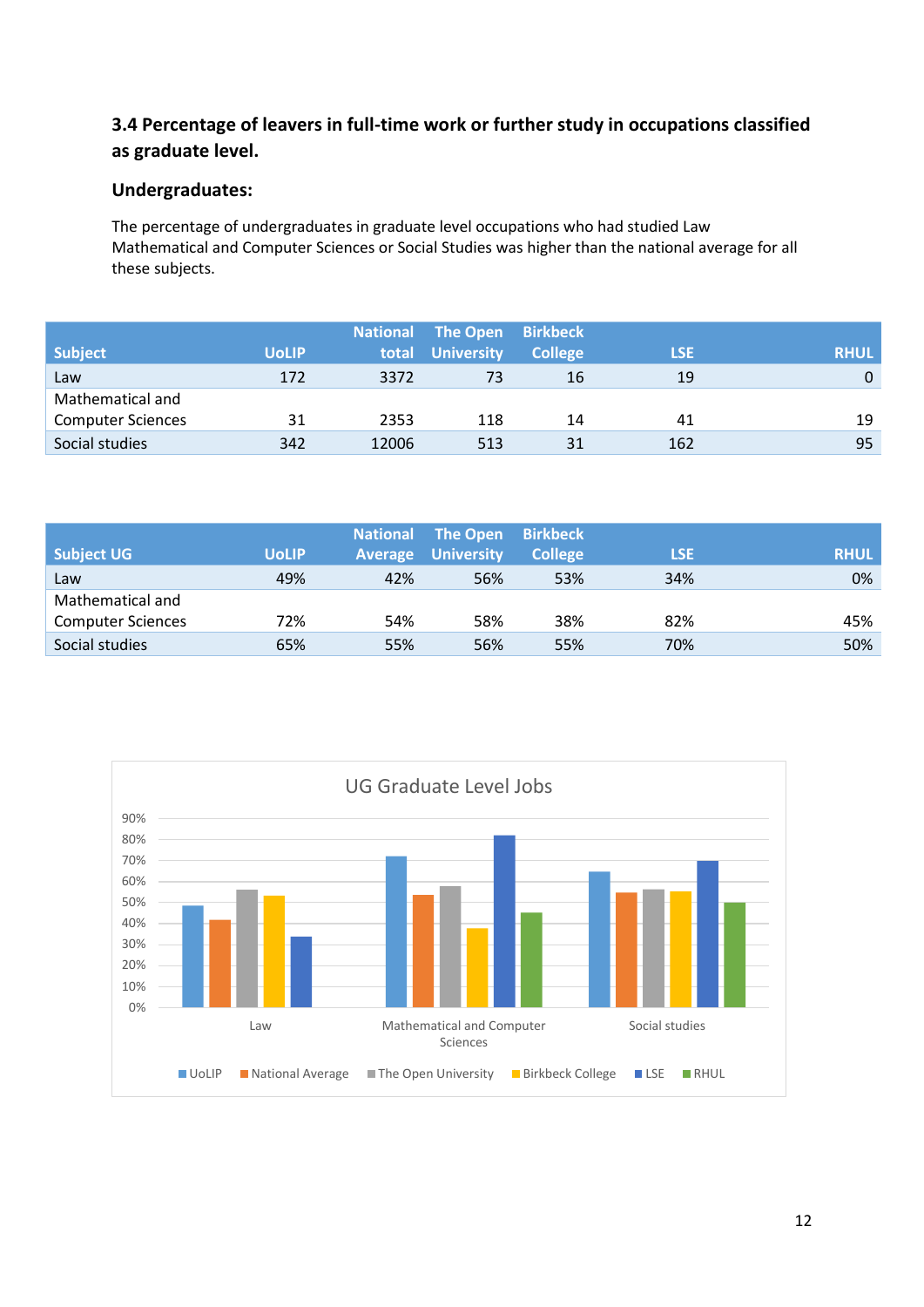### 3.4 Percentage of leavers in full-time work or further study in occupations classified as graduate level.

### Undergraduates:

The percentage of undergraduates in graduate level occupations who had studied Law Mathematical and Computer Sciences or Social Studies was higher than the national average for all these subjects.

| Subject | UoLIP | National total | The Open University | Birkbeck College | LSE | RHUL |
|---|---|---|---|---|---|---|
| Law | 172 | 3372 | 73 | 16 | 19 | 0 |
| Mathematical and Computer Sciences | 31 | 2353 | 118 | 14 | 41 | 19 |
| Social studies | 342 | 12006 | 513 | 31 | 162 | 95 |

| Subject UG | UoLIP | National Average | The Open University | Birkbeck College | LSE | RHUL |
|---|---|---|---|---|---|---|
| Law | 49% | 42% | 56% | 53% | 34% | 0% |
| Mathematical and Computer Sciences | 72% | 54% | 58% | 38% | 82% | 45% |
| Social studies | 65% | 55% | 56% | 55% | 70% | 50% |

UG Graduate Level Jobs

| | UoLIP | National Average | The Open University | Birkbeck College | LSE | RHUL |
|---|---|---|---|---|---|---|
| Law | 49% | 42% | 56% | 53% | 34% | 0% |
| Mathematical and Computer Sciences | 72% | 54% | 58% | 38% | 82% | 45% |
| Social studies | 65% | 55% | 56% | 55% | 70% | 50% |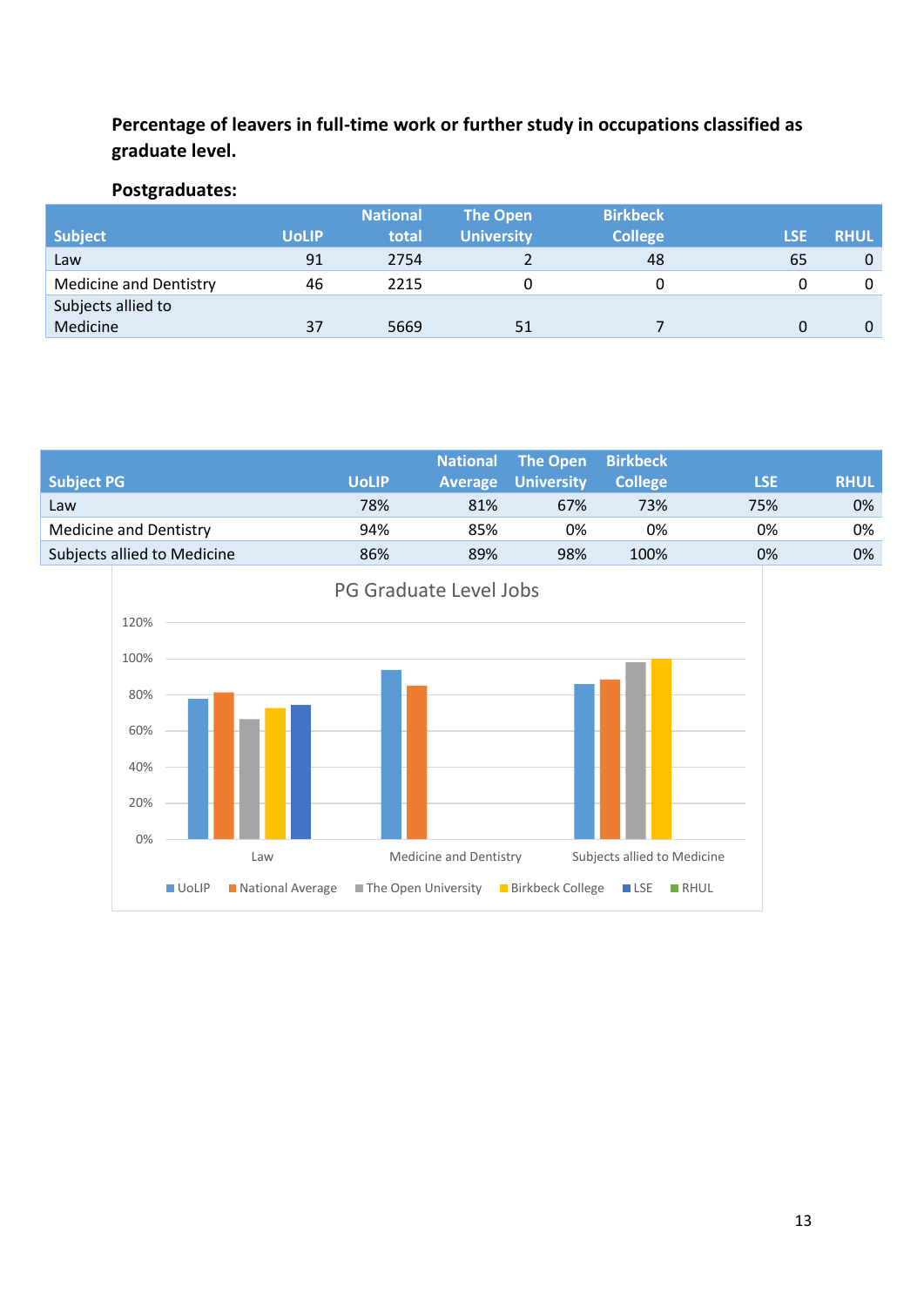**Percentage of leavers in full-time work or further study in occupations classified as graduate level.**

**Postgraduates:**

| Subject | UoLIP | National total | The Open University | Birkbeck College | LSE | RHUL |
|---|---|---|---|---|---|---|
| Law | 91 | 2754 | 2 | 48 | 65 | 0 |
| Medicine and Dentistry | 46 | 2215 | 0 | 0 | 0 | 0 |
| Subjects allied to Medicine | 37 | 5669 | 51 | 7 | 0 | 0 |

| Subject PG | UoLIP | National Average | The Open University | Birkbeck College | LSE | RHUL |
|---|---|---|---|---|---|---|
| Law | 78% | 81% | 67% | 73% | 75% | 0% |
| Medicine and Dentistry | 94% | 85% | 0% | 0% | 0% | 0% |
| Subjects allied to Medicine | 86% | 89% | 98% | 100% | 0% | 0% |

PG Graduate Level Jobs

| | UoLIP | National Average | The Open University | Birkbeck College | LSE | RHUL |
|---|---|---|---|---|---|---|
| Law | 78% | 81% | 67% | 73% | 75% | 0% |
| Medicine and Dentistry | 94% | 85% | 0% | 0% | 0% | 0% |
| Subjects allied to Medicine | 86% | 89% | 98% | 100% | 0% | 0% |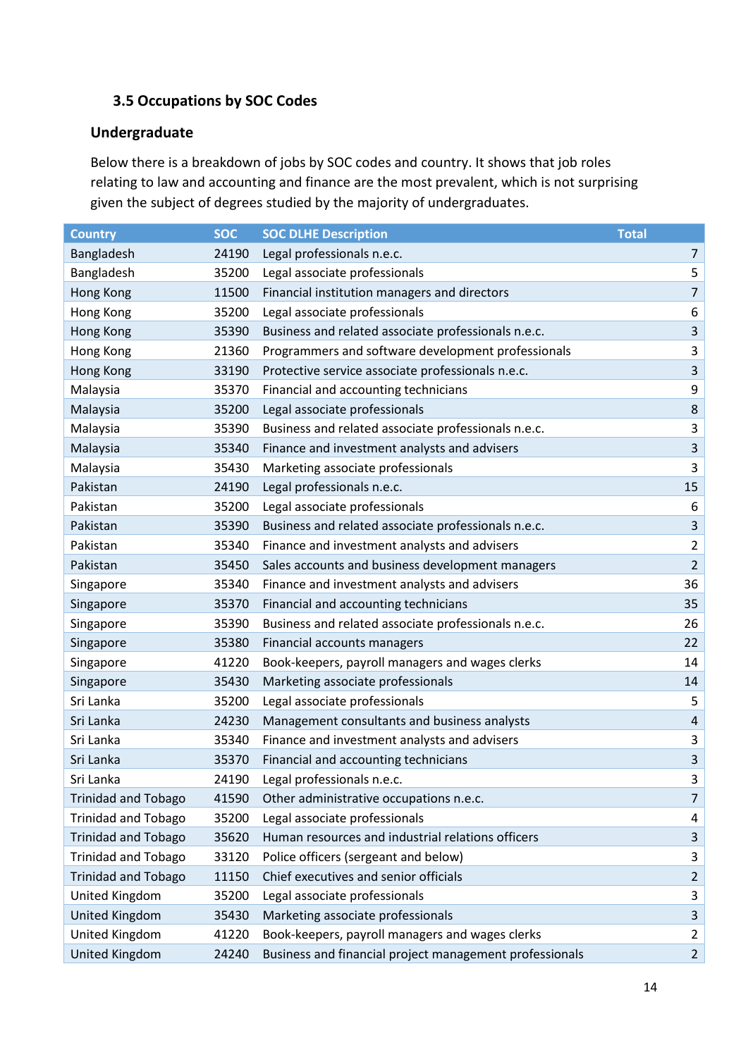### 3.5 Occupations by SOC Codes

#### Undergraduate

Below there is a breakdown of jobs by SOC codes and country. It shows that job roles relating to law and accounting and finance are the most prevalent, which is not surprising given the subject of degrees studied by the majority of undergraduates.

| Country | SOC | SOC DLHE Description | Total |
|---|---|---|---|
| Bangladesh | 24190 | Legal professionals n.e.c. | 7 |
| Bangladesh | 35200 | Legal associate professionals | 5 |
| Hong Kong | 11500 | Financial institution managers and directors | 7 |
| Hong Kong | 35200 | Legal associate professionals | 6 |
| Hong Kong | 35390 | Business and related associate professionals n.e.c. | 3 |
| Hong Kong | 21360 | Programmers and software development professionals | 3 |
| Hong Kong | 33190 | Protective service associate professionals n.e.c. | 3 |
| Malaysia | 35370 | Financial and accounting technicians | 9 |
| Malaysia | 35200 | Legal associate professionals | 8 |
| Malaysia | 35390 | Business and related associate professionals n.e.c. | 3 |
| Malaysia | 35340 | Finance and investment analysts and advisers | 3 |
| Malaysia | 35430 | Marketing associate professionals | 3 |
| Pakistan | 24190 | Legal professionals n.e.c. | 15 |
| Pakistan | 35200 | Legal associate professionals | 6 |
| Pakistan | 35390 | Business and related associate professionals n.e.c. | 3 |
| Pakistan | 35340 | Finance and investment analysts and advisers | 2 |
| Pakistan | 35450 | Sales accounts and business development managers | 2 |
| Singapore | 35340 | Finance and investment analysts and advisers | 36 |
| Singapore | 35370 | Financial and accounting technicians | 35 |
| Singapore | 35390 | Business and related associate professionals n.e.c. | 26 |
| Singapore | 35380 | Financial accounts managers | 22 |
| Singapore | 41220 | Book-keepers, payroll managers and wages clerks | 14 |
| Singapore | 35430 | Marketing associate professionals | 14 |
| Sri Lanka | 35200 | Legal associate professionals | 5 |
| Sri Lanka | 24230 | Management consultants and business analysts | 4 |
| Sri Lanka | 35340 | Finance and investment analysts and advisers | 3 |
| Sri Lanka | 35370 | Financial and accounting technicians | 3 |
| Sri Lanka | 24190 | Legal professionals n.e.c. | 3 |
| Trinidad and Tobago | 41590 | Other administrative occupations n.e.c. | 7 |
| Trinidad and Tobago | 35200 | Legal associate professionals | 4 |
| Trinidad and Tobago | 35620 | Human resources and industrial relations officers | 3 |
| Trinidad and Tobago | 33120 | Police officers (sergeant and below) | 3 |
| Trinidad and Tobago | 11150 | Chief executives and senior officials | 2 |
| United Kingdom | 35200 | Legal associate professionals | 3 |
| United Kingdom | 35430 | Marketing associate professionals | 3 |
| United Kingdom | 41220 | Book-keepers, payroll managers and wages clerks | 2 |
| United Kingdom | 24240 | Business and financial project management professionals | 2 |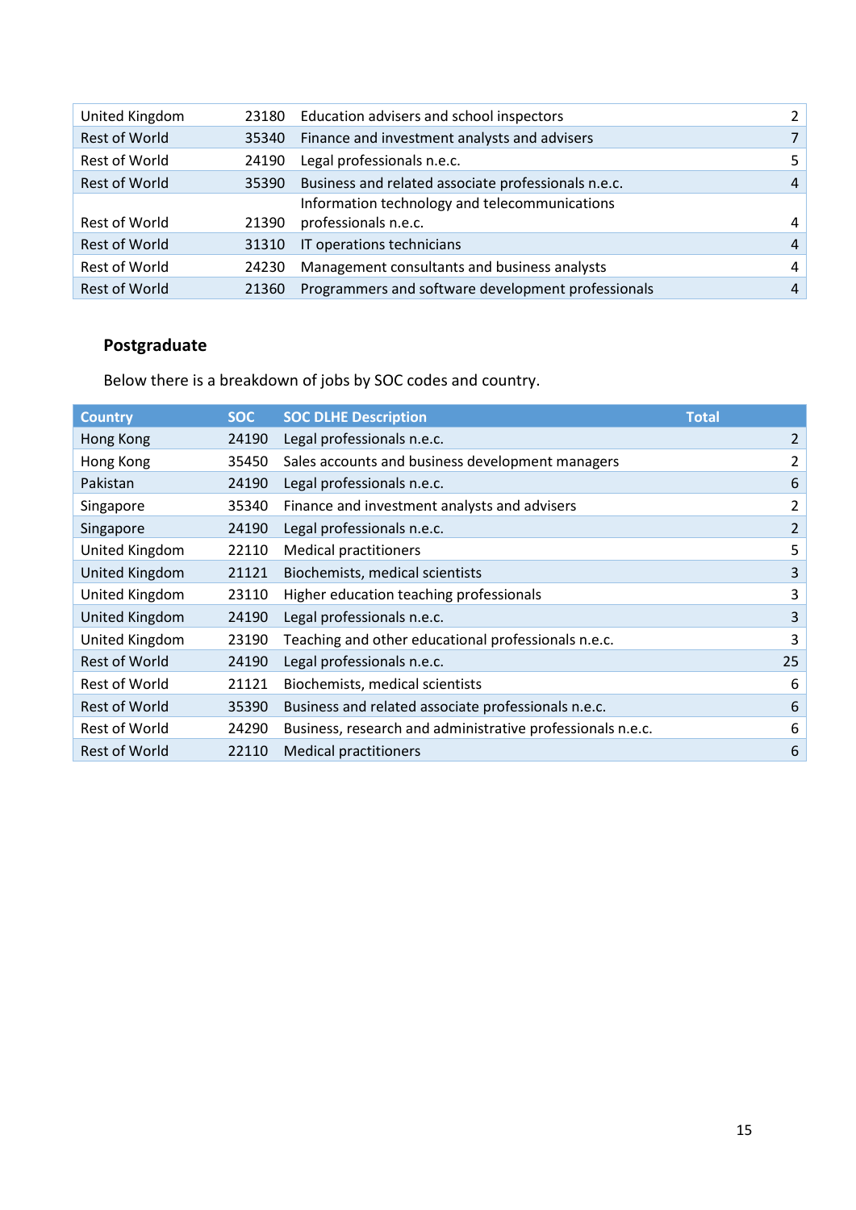| | | | |
|---|---|---|---|
| United Kingdom | 23180 | Education advisers and school inspectors | 2 |
| Rest of World | 35340 | Finance and investment analysts and advisers | 7 |
| Rest of World | 24190 | Legal professionals n.e.c. | 5 |
| Rest of World | 35390 | Business and related associate professionals n.e.c. | 4 |
| Rest of World | 21390 | Information technology and telecommunications professionals n.e.c. | 4 |
| Rest of World | 31310 | IT operations technicians | 4 |
| Rest of World | 24230 | Management consultants and business analysts | 4 |
| Rest of World | 21360 | Programmers and software development professionals | 4 |

### Postgraduate

Below there is a breakdown of jobs by SOC codes and country.

| Country | SOC | SOC DLHE Description | Total |
|---|---|---|---|
| Hong Kong | 24190 | Legal professionals n.e.c. | 2 |
| Hong Kong | 35450 | Sales accounts and business development managers | 2 |
| Pakistan | 24190 | Legal professionals n.e.c. | 6 |
| Singapore | 35340 | Finance and investment analysts and advisers | 2 |
| Singapore | 24190 | Legal professionals n.e.c. | 2 |
| United Kingdom | 22110 | Medical practitioners | 5 |
| United Kingdom | 21121 | Biochemists, medical scientists | 3 |
| United Kingdom | 23110 | Higher education teaching professionals | 3 |
| United Kingdom | 24190 | Legal professionals n.e.c. | 3 |
| United Kingdom | 23190 | Teaching and other educational professionals n.e.c. | 3 |
| Rest of World | 24190 | Legal professionals n.e.c. | 25 |
| Rest of World | 21121 | Biochemists, medical scientists | 6 |
| Rest of World | 35390 | Business and related associate professionals n.e.c. | 6 |
| Rest of World | 24290 | Business, research and administrative professionals n.e.c. | 6 |
| Rest of World | 22110 | Medical practitioners | 6 |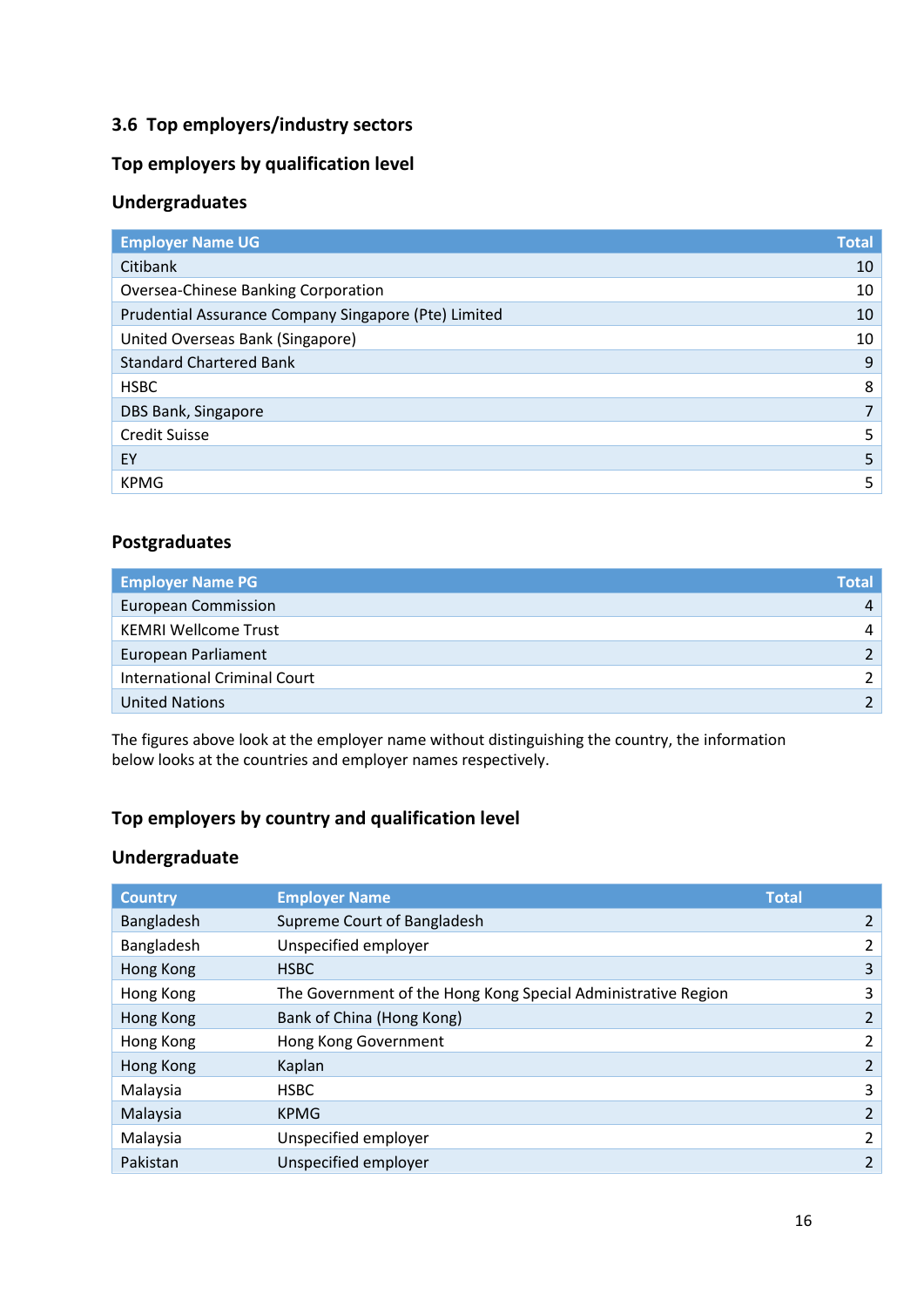### 3.6 Top employers/industry sectors

#### Top employers by qualification level

#### Undergraduates

| Employer Name UG | Total |
|---|---|
| Citibank | 10 |
| Oversea-Chinese Banking Corporation | 10 |
| Prudential Assurance Company Singapore (Pte) Limited | 10 |
| United Overseas Bank (Singapore) | 10 |
| Standard Chartered Bank | 9 |
| HSBC | 8 |
| DBS Bank, Singapore | 7 |
| Credit Suisse | 5 |
| EY | 5 |
| KPMG | 5 |

#### Postgraduates

| Employer Name PG | Total |
|---|---|
| European Commission | 4 |
| KEMRI Wellcome Trust | 4 |
| European Parliament | 2 |
| International Criminal Court | 2 |
| United Nations | 2 |

The figures above look at the employer name without distinguishing the country, the information below looks at the countries and employer names respectively.

#### Top employers by country and qualification level

#### Undergraduate

| Country | Employer Name | Total |
|---|---|---|
| Bangladesh | Supreme Court of Bangladesh | 2 |
| Bangladesh | Unspecified employer | 2 |
| Hong Kong | HSBC | 3 |
| Hong Kong | The Government of the Hong Kong Special Administrative Region | 3 |
| Hong Kong | Bank of China (Hong Kong) | 2 |
| Hong Kong | Hong Kong Government | 2 |
| Hong Kong | Kaplan | 2 |
| Malaysia | HSBC | 3 |
| Malaysia | KPMG | 2 |
| Malaysia | Unspecified employer | 2 |
| Pakistan | Unspecified employer | 2 |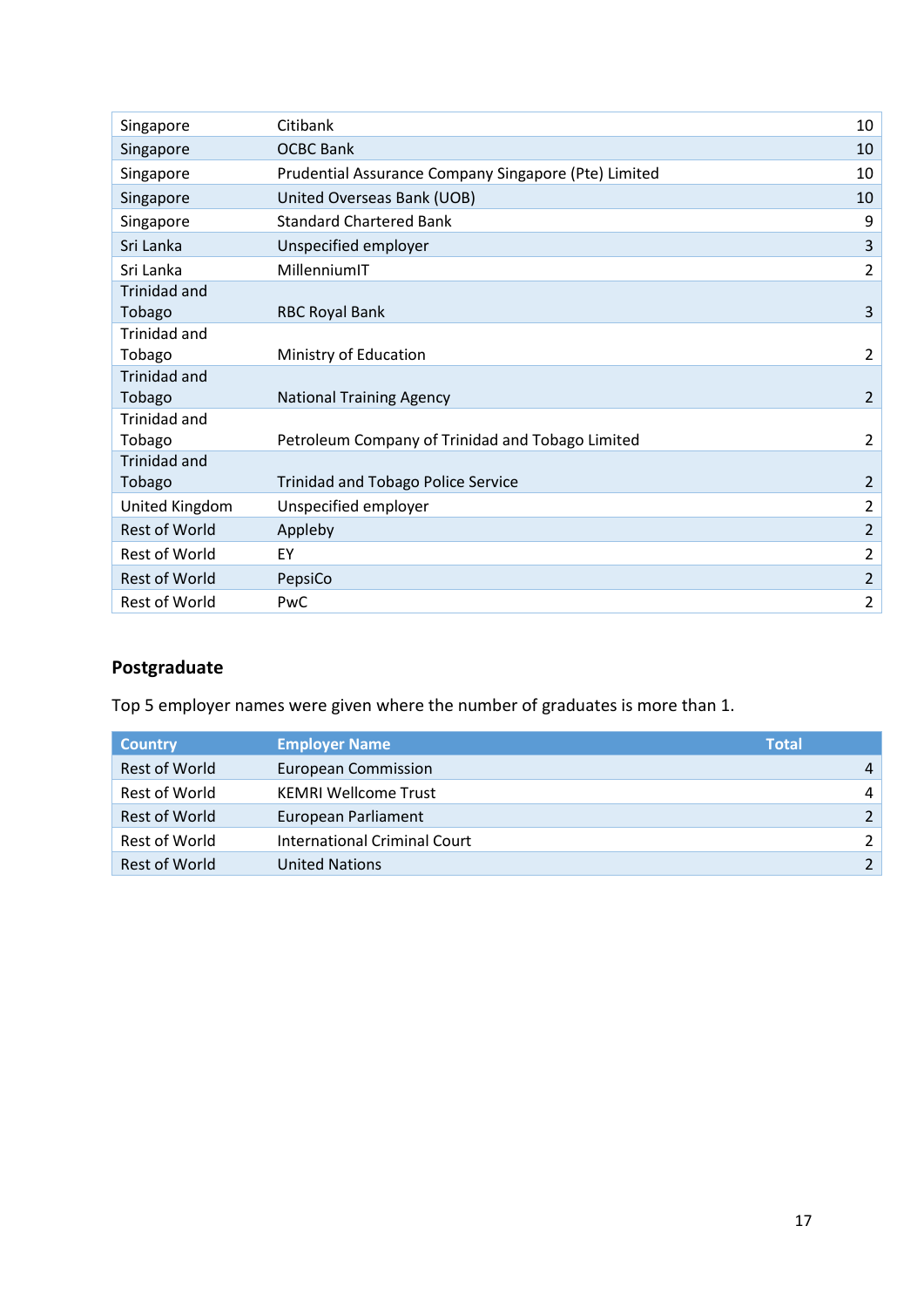| Country | Employer Name | Total |
|---|---|---|
| Singapore | Citibank | 10 |
| Singapore | OCBC Bank | 10 |
| Singapore | Prudential Assurance Company Singapore (Pte) Limited | 10 |
| Singapore | United Overseas Bank (UOB) | 10 |
| Singapore | Standard Chartered Bank | 9 |
| Sri Lanka | Unspecified employer | 3 |
| Sri Lanka | MillenniumIT | 2 |
| Trinidad and Tobago | RBC Royal Bank | 3 |
| Trinidad and Tobago | Ministry of Education | 2 |
| Trinidad and Tobago | National Training Agency | 2 |
| Trinidad and Tobago | Petroleum Company of Trinidad and Tobago Limited | 2 |
| Trinidad and Tobago | Trinidad and Tobago Police Service | 2 |
| United Kingdom | Unspecified employer | 2 |
| Rest of World | Appleby | 2 |
| Rest of World | EY | 2 |
| Rest of World | PepsiCo | 2 |
| Rest of World | PwC | 2 |

### Postgraduate

Top 5 employer names were given where the number of graduates is more than 1.

| Country | Employer Name | Total |
|---|---|---|
| Rest of World | European Commission | 4 |
| Rest of World | KEMRI Wellcome Trust | 4 |
| Rest of World | European Parliament | 2 |
| Rest of World | International Criminal Court | 2 |
| Rest of World | United Nations | 2 |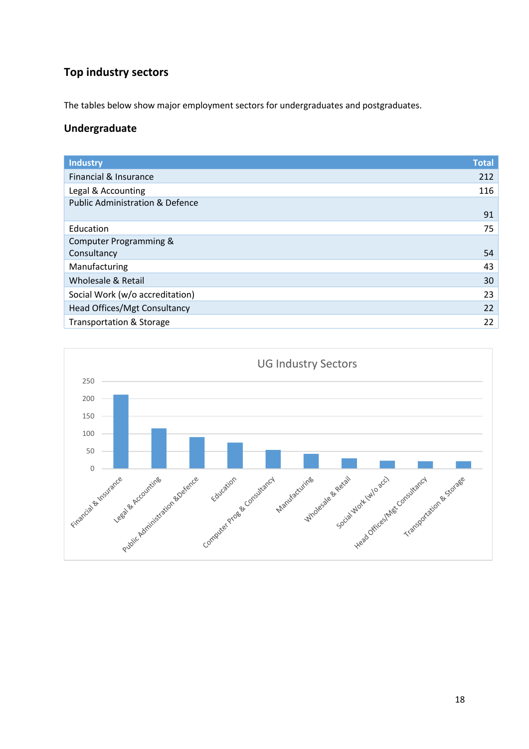## Top industry sectors

The tables below show major employment sectors for undergraduates and postgraduates.

### Undergraduate

| Industry | Total |
|---|---|
| Financial & Insurance | 212 |
| Legal & Accounting | 116 |
| Public Administration & Defence | 91 |
| Education | 75 |
| Computer Programming & Consultancy | 54 |
| Manufacturing | 43 |
| Wholesale & Retail | 30 |
| Social Work (w/o accreditation) | 23 |
| Head Offices/Mgt Consultancy | 22 |
| Transportation & Storage | 22 |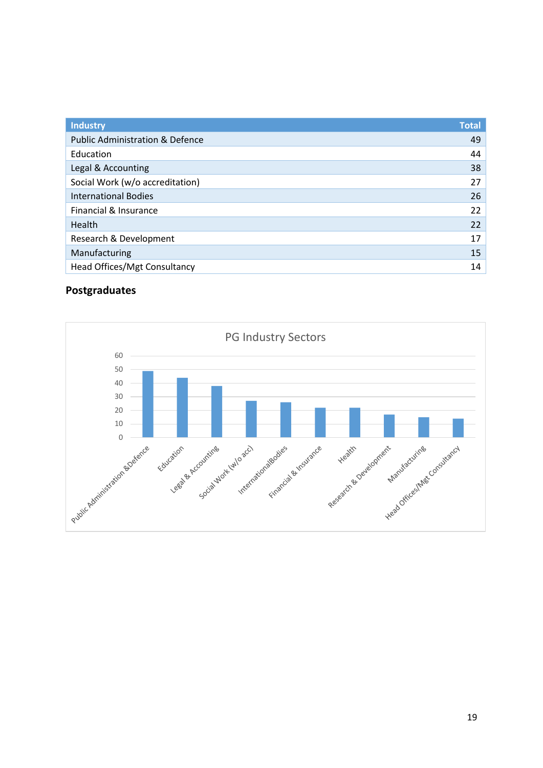| Industry | Total |
|---|---|
| Public Administration & Defence | 49 |
| Education | 44 |
| Legal & Accounting | 38 |
| Social Work (w/o accreditation) | 27 |
| International Bodies | 26 |
| Financial & Insurance | 22 |
| Health | 22 |
| Research & Development | 17 |
| Manufacturing | 15 |
| Head Offices/Mgt Consultancy | 14 |

**Postgraduates**

PG Industry Sectors

| Sector | Value |
|---|---|
| Public Administration &Defence | 49 |
| Education | 44 |
| Legal & Accounting | 38 |
| Social Work (w/o acc) | 27 |
| InternationalBodies | 26 |
| Financial & Insurance | 22 |
| Health | 22 |
| Research & Development | 17 |
| Manufacturing | 15 |
| Head Offices/Mgt Consultancy | 14 |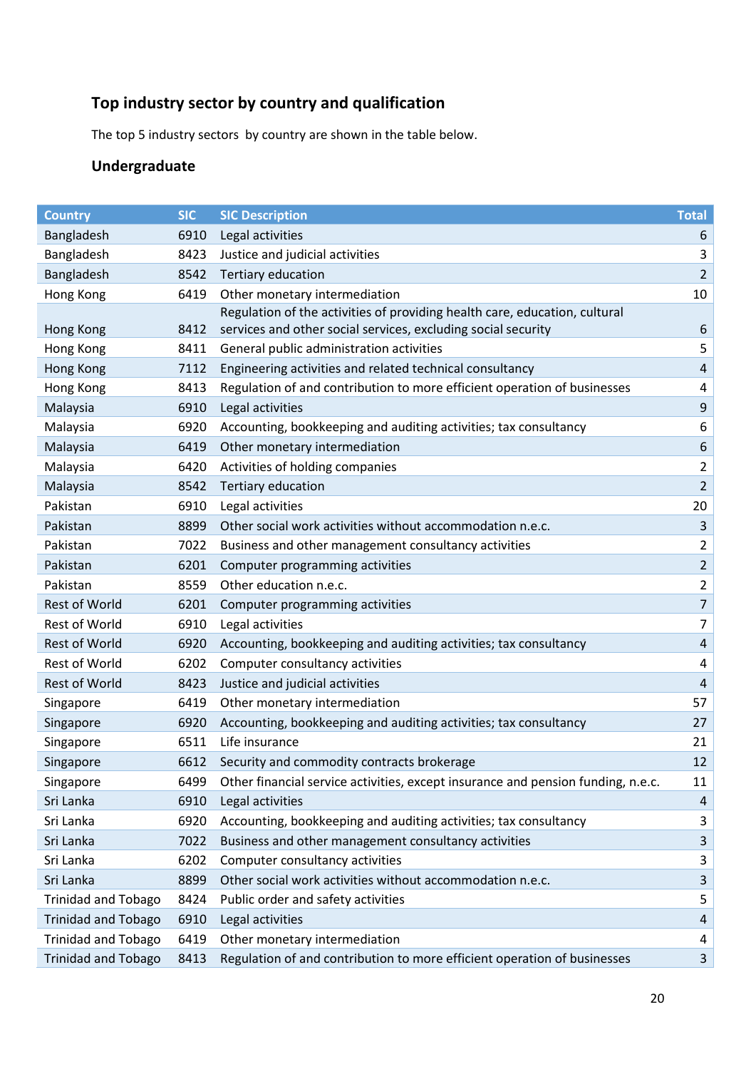## Top industry sector by country and qualification

The top 5 industry sectors by country are shown in the table below.

### Undergraduate

| Country | SIC | SIC Description | Total |
|---|---|---|---|
| Bangladesh | 6910 | Legal activities | 6 |
| Bangladesh | 8423 | Justice and judicial activities | 3 |
| Bangladesh | 8542 | Tertiary education | 2 |
| Hong Kong | 6419 | Other monetary intermediation | 10 |
| Hong Kong | 8412 | Regulation of the activities of providing health care, education, cultural services and other social services, excluding social security | 6 |
| Hong Kong | 8411 | General public administration activities | 5 |
| Hong Kong | 7112 | Engineering activities and related technical consultancy | 4 |
| Hong Kong | 8413 | Regulation of and contribution to more efficient operation of businesses | 4 |
| Malaysia | 6910 | Legal activities | 9 |
| Malaysia | 6920 | Accounting, bookkeeping and auditing activities; tax consultancy | 6 |
| Malaysia | 6419 | Other monetary intermediation | 6 |
| Malaysia | 6420 | Activities of holding companies | 2 |
| Malaysia | 8542 | Tertiary education | 2 |
| Pakistan | 6910 | Legal activities | 20 |
| Pakistan | 8899 | Other social work activities without accommodation n.e.c. | 3 |
| Pakistan | 7022 | Business and other management consultancy activities | 2 |
| Pakistan | 6201 | Computer programming activities | 2 |
| Pakistan | 8559 | Other education n.e.c. | 2 |
| Rest of World | 6201 | Computer programming activities | 7 |
| Rest of World | 6910 | Legal activities | 7 |
| Rest of World | 6920 | Accounting, bookkeeping and auditing activities; tax consultancy | 4 |
| Rest of World | 6202 | Computer consultancy activities | 4 |
| Rest of World | 8423 | Justice and judicial activities | 4 |
| Singapore | 6419 | Other monetary intermediation | 57 |
| Singapore | 6920 | Accounting, bookkeeping and auditing activities; tax consultancy | 27 |
| Singapore | 6511 | Life insurance | 21 |
| Singapore | 6612 | Security and commodity contracts brokerage | 12 |
| Singapore | 6499 | Other financial service activities, except insurance and pension funding, n.e.c. | 11 |
| Sri Lanka | 6910 | Legal activities | 4 |
| Sri Lanka | 6920 | Accounting, bookkeeping and auditing activities; tax consultancy | 3 |
| Sri Lanka | 7022 | Business and other management consultancy activities | 3 |
| Sri Lanka | 6202 | Computer consultancy activities | 3 |
| Sri Lanka | 8899 | Other social work activities without accommodation n.e.c. | 3 |
| Trinidad and Tobago | 8424 | Public order and safety activities | 5 |
| Trinidad and Tobago | 6910 | Legal activities | 4 |
| Trinidad and Tobago | 6419 | Other monetary intermediation | 4 |
| Trinidad and Tobago | 8413 | Regulation of and contribution to more efficient operation of businesses | 3 |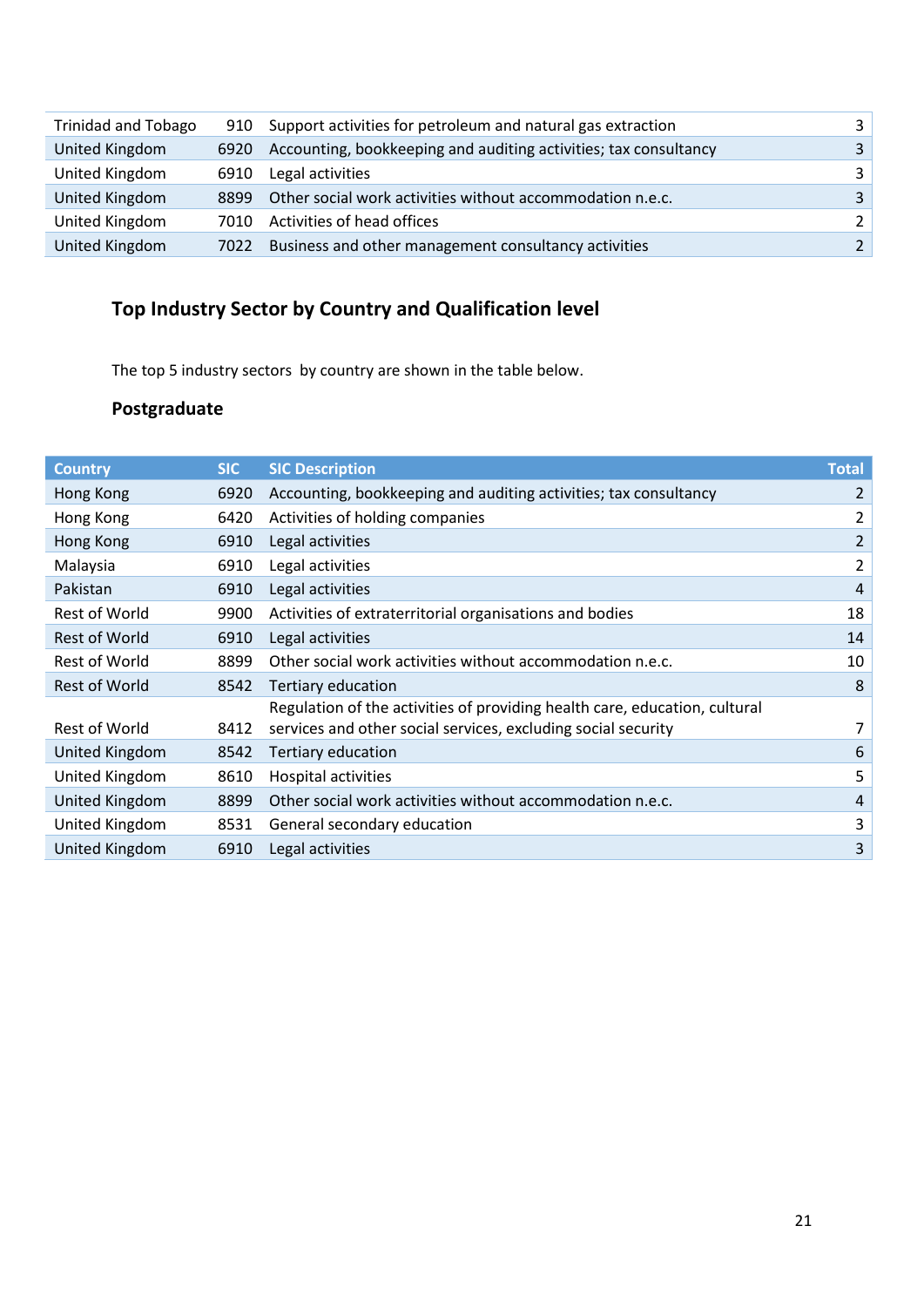| | | | |
|---|---|---|---|
| Trinidad and Tobago | 910 | Support activities for petroleum and natural gas extraction | 3 |
| United Kingdom | 6920 | Accounting, bookkeeping and auditing activities; tax consultancy | 3 |
| United Kingdom | 6910 | Legal activities | 3 |
| United Kingdom | 8899 | Other social work activities without accommodation n.e.c. | 3 |
| United Kingdom | 7010 | Activities of head offices | 2 |
| United Kingdom | 7022 | Business and other management consultancy activities | 2 |

## Top Industry Sector by Country and Qualification level

The top 5 industry sectors by country are shown in the table below.

### Postgraduate

| Country | SIC | SIC Description | Total |
|---|---|---|---|
| Hong Kong | 6920 | Accounting, bookkeeping and auditing activities; tax consultancy | 2 |
| Hong Kong | 6420 | Activities of holding companies | 2 |
| Hong Kong | 6910 | Legal activities | 2 |
| Malaysia | 6910 | Legal activities | 2 |
| Pakistan | 6910 | Legal activities | 4 |
| Rest of World | 9900 | Activities of extraterritorial organisations and bodies | 18 |
| Rest of World | 6910 | Legal activities | 14 |
| Rest of World | 8899 | Other social work activities without accommodation n.e.c. | 10 |
| Rest of World | 8542 | Tertiary education | 8 |
| Rest of World | 8412 | Regulation of the activities of providing health care, education, cultural services and other social services, excluding social security | 7 |
| United Kingdom | 8542 | Tertiary education | 6 |
| United Kingdom | 8610 | Hospital activities | 5 |
| United Kingdom | 8899 | Other social work activities without accommodation n.e.c. | 4 |
| United Kingdom | 8531 | General secondary education | 3 |
| United Kingdom | 6910 | Legal activities | 3 |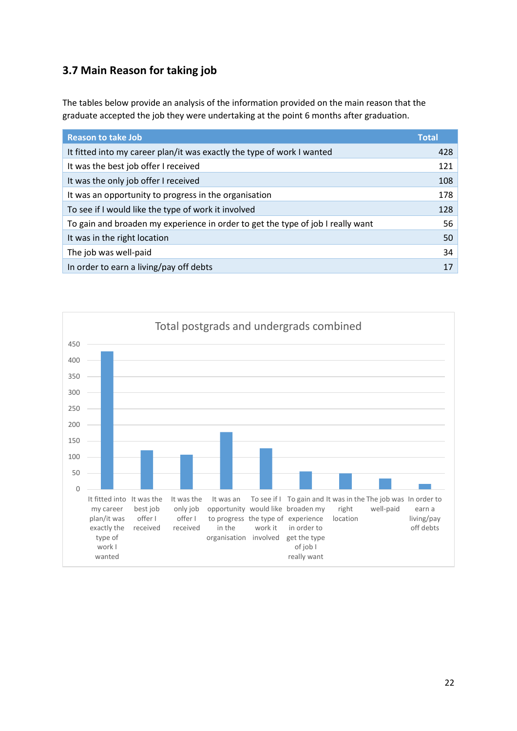### 3.7 Main Reason for taking job

The tables below provide an analysis of the information provided on the main reason that the graduate accepted the job they were undertaking at the point 6 months after graduation.

| Reason to take Job | Total |
|---|---|
| It fitted into my career plan/it was exactly the type of work I wanted | 428 |
| It was the best job offer I received | 121 |
| It was the only job offer I received | 108 |
| It was an opportunity to progress in the organisation | 178 |
| To see if I would like the type of work it involved | 128 |
| To gain and broaden my experience in order to get the type of job I really want | 56 |
| It was in the right location | 50 |
| The job was well-paid | 34 |
| In order to earn a living/pay off debts | 17 |

Total postgrads and undergrads combined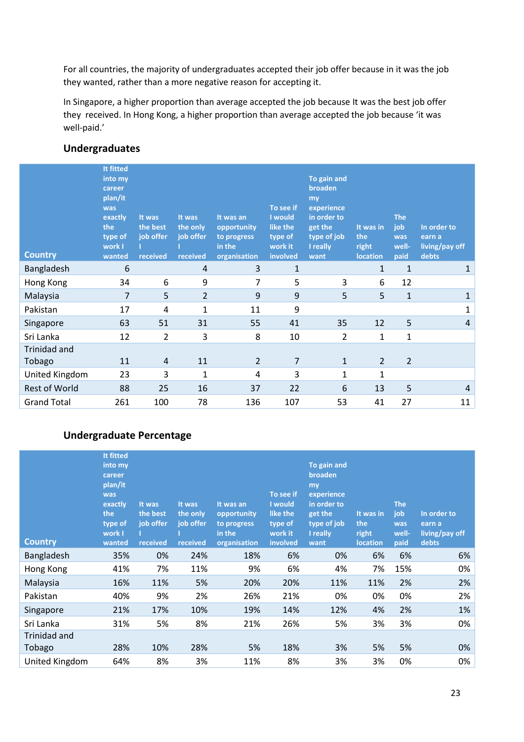For all countries, the majority of undergraduates accepted their job offer because in it was the job they wanted, rather than a more negative reason for accepting it.

In Singapore, a higher proportion than average accepted the job because It was the best job offer they  received. In Hong Kong, a higher proportion than average accepted the job because 'it was well-paid.'

## Undergraduates

| Country | It fitted into my career plan/it was exactly the type of work I wanted | It was the best job offer I received | It was the only job offer I received | It was an opportunity to progress in the organisation | To see if I would like the type of work it involved | To gain and broaden my experience in order to get the type of job I really want | It was in the right location | The job was well-paid | In order to earn a living/pay off debts |
|---|---|---|---|---|---|---|---|---|---|
| Bangladesh | 6 | | 4 | 3 | 1 | | 1 | 1 | 1 |
| Hong Kong | 34 | 6 | 9 | 7 | 5 | 3 | 6 | 12 | |
| Malaysia | 7 | 5 | 2 | 9 | 9 | 5 | 5 | 1 | 1 |
| Pakistan | 17 | 4 | 1 | 11 | 9 | | | | 1 |
| Singapore | 63 | 51 | 31 | 55 | 41 | 35 | 12 | 5 | 4 |
| Sri Lanka | 12 | 2 | 3 | 8 | 10 | 2 | 1 | 1 | |
| Trinidad and Tobago | 11 | 4 | 11 | 2 | 7 | 1 | 2 | 2 | |
| United Kingdom | 23 | 3 | 1 | 4 | 3 | 1 | 1 | | |
| Rest of World | 88 | 25 | 16 | 37 | 22 | 6 | 13 | 5 | 4 |
| Grand Total | 261 | 100 | 78 | 136 | 107 | 53 | 41 | 27 | 11 |

## Undergraduate Percentage

| Country | It fitted into my career plan/it was exactly the type of work I wanted | It was the best job offer I received | It was the only job offer I received | It was an opportunity to progress in the organisation | To see if I would like the type of work it involved | To gain and broaden my experience in order to get the type of job I really want | It was in the right location | The job was well-paid | In order to earn a living/pay off debts |
|---|---|---|---|---|---|---|---|---|---|
| Bangladesh | 35% | 0% | 24% | 18% | 6% | 0% | 6% | 6% | 6% |
| Hong Kong | 41% | 7% | 11% | 9% | 6% | 4% | 7% | 15% | 0% |
| Malaysia | 16% | 11% | 5% | 20% | 20% | 11% | 11% | 2% | 2% |
| Pakistan | 40% | 9% | 2% | 26% | 21% | 0% | 0% | 0% | 2% |
| Singapore | 21% | 17% | 10% | 19% | 14% | 12% | 4% | 2% | 1% |
| Sri Lanka | 31% | 5% | 8% | 21% | 26% | 5% | 3% | 3% | 0% |
| Trinidad and Tobago | 28% | 10% | 28% | 5% | 18% | 3% | 5% | 5% | 0% |
| United Kingdom | 64% | 8% | 3% | 11% | 8% | 3% | 3% | 0% | 0% |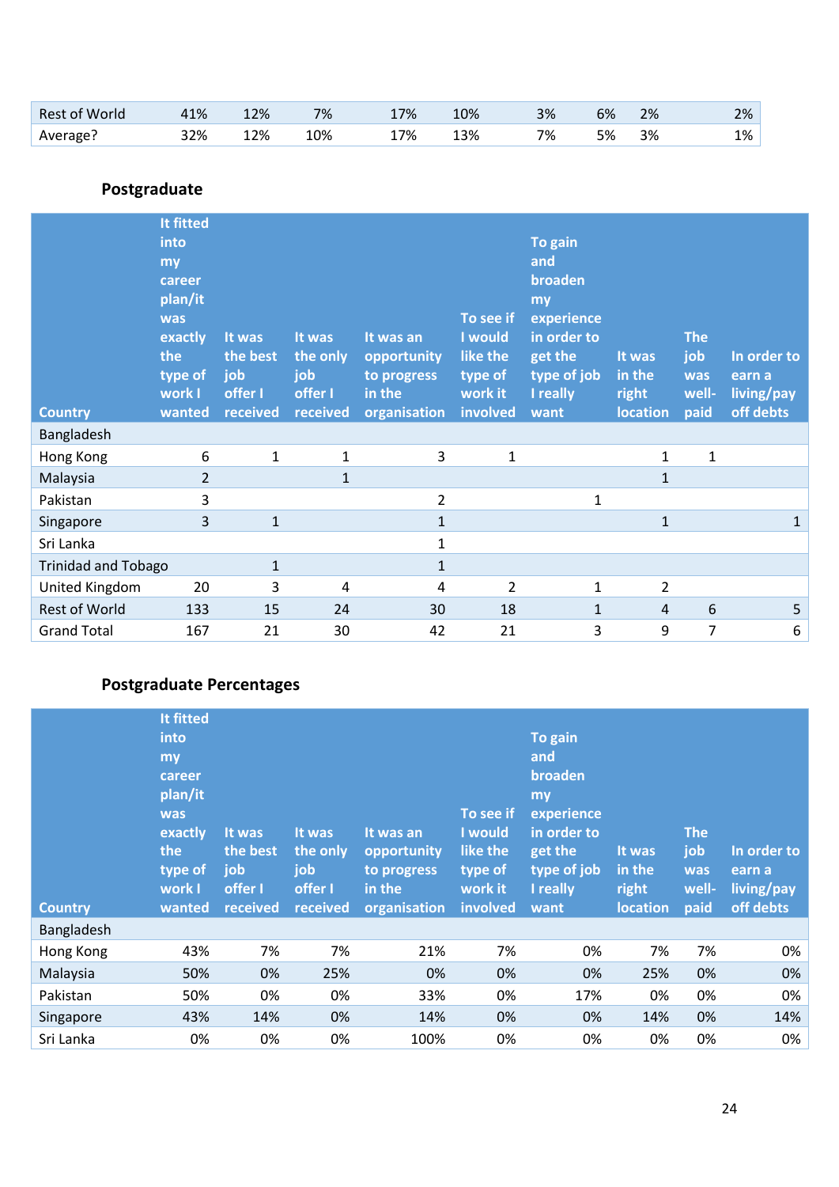| | | | | | | | | | |
|---|---|---|---|---|---|---|---|---|---|
| Rest of World | 41% | 12% | 7% | 17% | 10% | 3% | 6% | 2% | 2% |
| Average? | 32% | 12% | 10% | 17% | 13% | 7% | 5% | 3% | 1% |

### Postgraduate

| Country | It fitted into my career plan/it was exactly the type of work I wanted | It was the best job offer I received | It was the only job offer I received | It was an opportunity to progress in the organisation | To see if I would like the type of work it involved | To gain and broaden my experience in order to get the type of job I really want | It was in the right location | The job was well-paid | In order to earn a living/pay off debts |
|---|---|---|---|---|---|---|---|---|---|
| Bangladesh | | | | | | | | | |
| Hong Kong | 6 | 1 | 1 | 3 | 1 | | 1 | 1 | |
| Malaysia | 2 | | 1 | | | | 1 | | |
| Pakistan | 3 | | | 2 | | 1 | | | |
| Singapore | 3 | 1 | | 1 | | | 1 | | 1 |
| Sri Lanka | | | | 1 | | | | | |
| Trinidad and Tobago | | 1 | | 1 | | | | | |
| United Kingdom | 20 | 3 | 4 | 4 | 2 | 1 | 2 | | |
| Rest of World | 133 | 15 | 24 | 30 | 18 | 1 | 4 | 6 | 5 |
| Grand Total | 167 | 21 | 30 | 42 | 21 | 3 | 9 | 7 | 6 |

### Postgraduate Percentages

| Country | It fitted into my career plan/it was exactly the type of work I wanted | It was the best job offer I received | It was the only job offer I received | It was an opportunity to progress in the organisation | To see if I would like the type of work it involved | To gain and broaden my experience in order to get the type of job I really want | It was in the right location | The job was well-paid | In order to earn a living/pay off debts |
|---|---|---|---|---|---|---|---|---|---|
| Bangladesh | | | | | | | | | |
| Hong Kong | 43% | 7% | 7% | 21% | 7% | 0% | 7% | 7% | 0% |
| Malaysia | 50% | 0% | 25% | 0% | 0% | 0% | 25% | 0% | 0% |
| Pakistan | 50% | 0% | 0% | 33% | 0% | 17% | 0% | 0% | 0% |
| Singapore | 43% | 14% | 0% | 14% | 0% | 0% | 14% | 0% | 14% |
| Sri Lanka | 0% | 0% | 0% | 100% | 0% | 0% | 0% | 0% | 0% |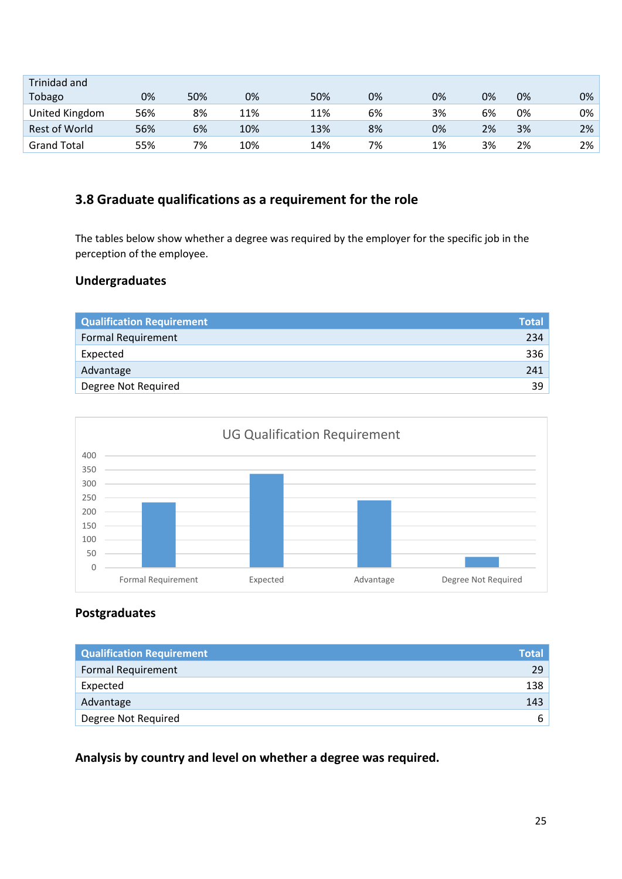| | | | | | | | | | |
|---|---|---|---|---|---|---|---|---|---|
| Trinidad and Tobago | 0% | 50% | 0% | 50% | 0% | 0% | 0% | 0% | 0% |
| United Kingdom | 56% | 8% | 11% | 11% | 6% | 3% | 6% | 0% | 0% |
| Rest of World | 56% | 6% | 10% | 13% | 8% | 0% | 2% | 3% | 2% |
| Grand Total | 55% | 7% | 10% | 14% | 7% | 1% | 3% | 2% | 2% |

## 3.8 Graduate qualifications as a requirement for the role

The tables below show whether a degree was required by the employer for the specific job in the perception of the employee.

### Undergraduates

| Qualification Requirement | Total |
|---|---|
| Formal Requirement | 234 |
| Expected | 336 |
| Advantage | 241 |
| Degree Not Required | 39 |

UG Qualification Requirement

### Postgraduates

| Qualification Requirement | Total |
|---|---|
| Formal Requirement | 29 |
| Expected | 138 |
| Advantage | 143 |
| Degree Not Required | 6 |

**Analysis by country and level on whether a degree was required.**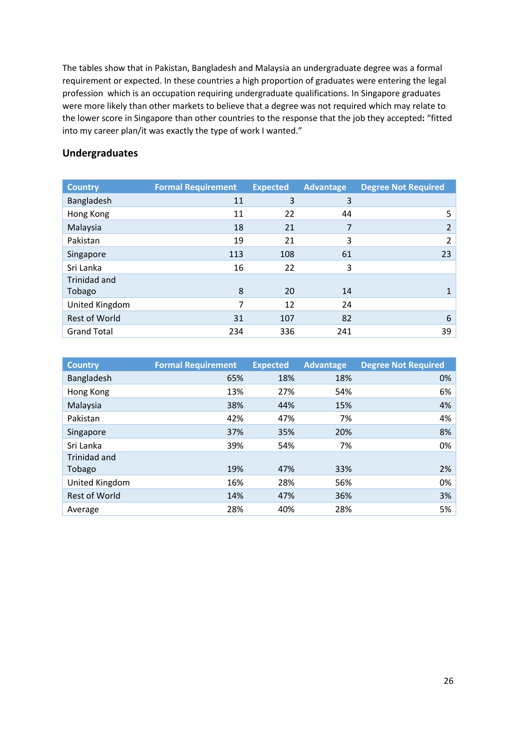The tables show that in Pakistan, Bangladesh and Malaysia an undergraduate degree was a formal requirement or expected. In these countries a high proportion of graduates were entering the legal profession which is an occupation requiring undergraduate qualifications. In Singapore graduates were more likely than other markets to believe that a degree was not required which may relate to the lower score in Singapore than other countries to the response that the job they accepted: "fitted into my career plan/it was exactly the type of work I wanted."

### Undergraduates

| Country | Formal Requirement | Expected | Advantage | Degree Not Required |
|---|---|---|---|---|
| Bangladesh | 11 | 3 | 3 | |
| Hong Kong | 11 | 22 | 44 | 5 |
| Malaysia | 18 | 21 | 7 | 2 |
| Pakistan | 19 | 21 | 3 | 2 |
| Singapore | 113 | 108 | 61 | 23 |
| Sri Lanka | 16 | 22 | 3 | |
| Trinidad and Tobago | 8 | 20 | 14 | 1 |
| United Kingdom | 7 | 12 | 24 | |
| Rest of World | 31 | 107 | 82 | 6 |
| Grand Total | 234 | 336 | 241 | 39 |

| Country | Formal Requirement | Expected | Advantage | Degree Not Required |
|---|---|---|---|---|
| Bangladesh | 65% | 18% | 18% | 0% |
| Hong Kong | 13% | 27% | 54% | 6% |
| Malaysia | 38% | 44% | 15% | 4% |
| Pakistan | 42% | 47% | 7% | 4% |
| Singapore | 37% | 35% | 20% | 8% |
| Sri Lanka | 39% | 54% | 7% | 0% |
| Trinidad and Tobago | 19% | 47% | 33% | 2% |
| United Kingdom | 16% | 28% | 56% | 0% |
| Rest of World | 14% | 47% | 36% | 3% |
| Average | 28% | 40% | 28% | 5% |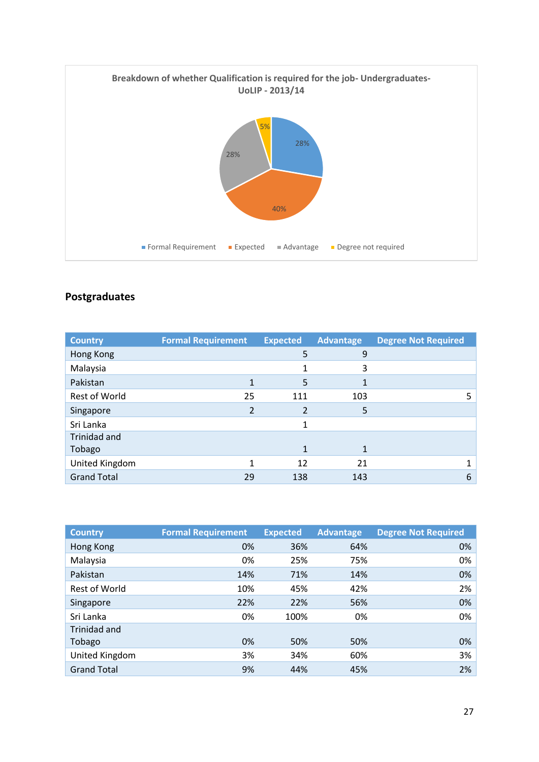**Breakdown of whether Qualification is required for the job- Undergraduates- UoLIP - 2013/14**

- Formal Requirement: 28%
- Expected: 40%
- Advantage: 28%
- Degree not required: 5%

## Postgraduates

| Country | Formal Requirement | Expected | Advantage | Degree Not Required |
|---|---|---|---|---|
| Hong Kong | | 5 | 9 | |
| Malaysia | | 1 | 3 | |
| Pakistan | 1 | 5 | 1 | |
| Rest of World | 25 | 111 | 103 | 5 |
| Singapore | 2 | 2 | 5 | |
| Sri Lanka | | 1 | | |
| Trinidad and Tobago | | 1 | 1 | |
| United Kingdom | 1 | 12 | 21 | 1 |
| Grand Total | 29 | 138 | 143 | 6 |

| Country | Formal Requirement | Expected | Advantage | Degree Not Required |
|---|---|---|---|---|
| Hong Kong | 0% | 36% | 64% | 0% |
| Malaysia | 0% | 25% | 75% | 0% |
| Pakistan | 14% | 71% | 14% | 0% |
| Rest of World | 10% | 45% | 42% | 2% |
| Singapore | 22% | 22% | 56% | 0% |
| Sri Lanka | 0% | 100% | 0% | 0% |
| Trinidad and Tobago | 0% | 50% | 50% | 0% |
| United Kingdom | 3% | 34% | 60% | 3% |
| Grand Total | 9% | 44% | 45% | 2% |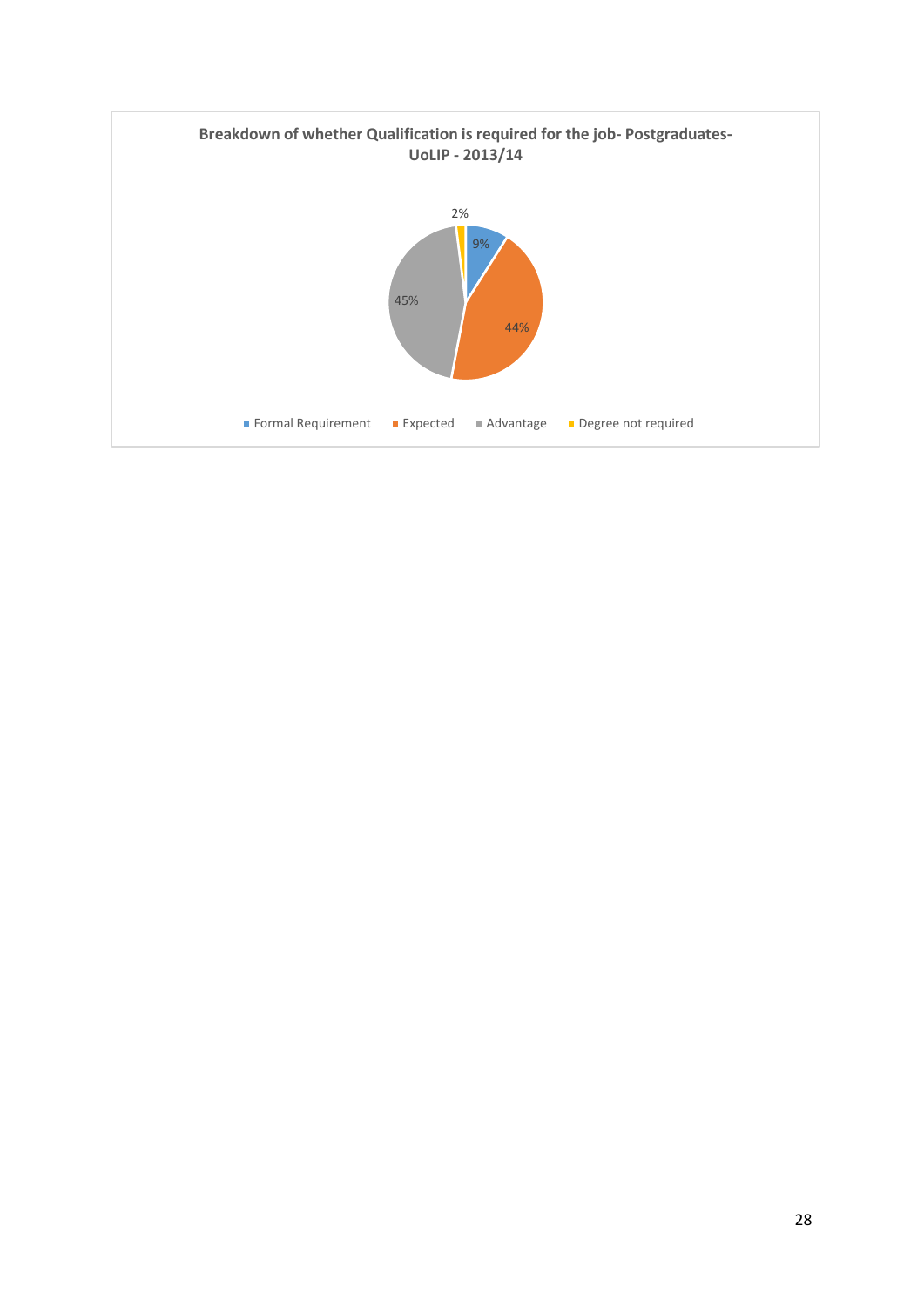**Breakdown of whether Qualification is required for the job- Postgraduates- UoLIP - 2013/14**

| Category | Percentage |
|---|---|
| Formal Requirement | 9% |
| Expected | 44% |
| Advantage | 45% |
| Degree not required | 2% |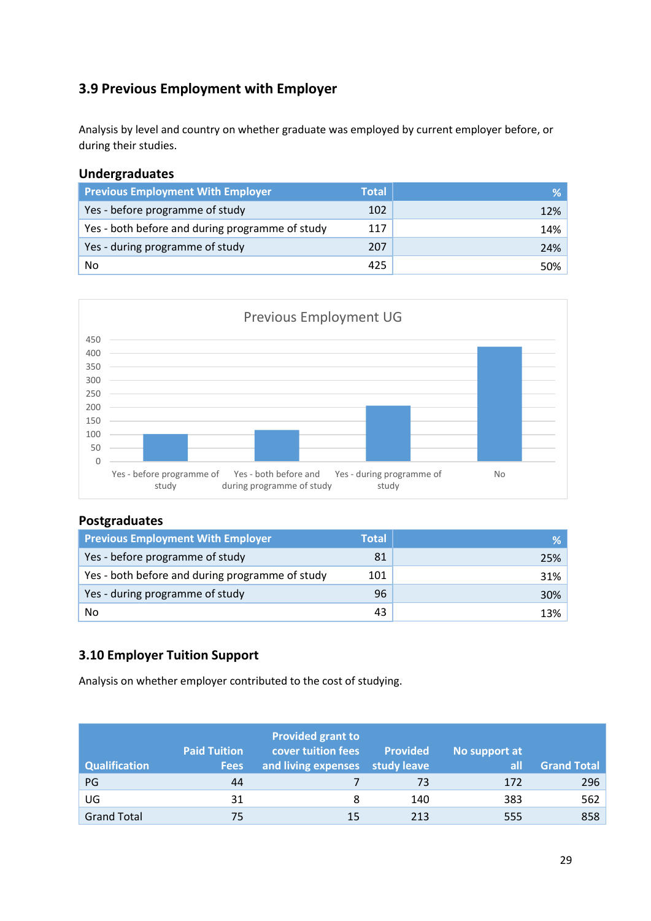## 3.9 Previous Employment with Employer

Analysis by level and country on whether graduate was employed by current employer before, or during their studies.

### Undergraduates

| Previous Employment With Employer | Total | % |
|---|---|---|
| Yes - before programme of study | 102 | 12% |
| Yes - both before and during programme of study | 117 | 14% |
| Yes - during programme of study | 207 | 24% |
| No | 425 | 50% |

Previous Employment UG

| Category | Value |
|---|---|
| Yes - before programme of study | 102 |
| Yes - both before and during programme of study | 117 |
| Yes - during programme of study | 207 |
| No | 425 |

### Postgraduates

| Previous Employment With Employer | Total | % |
|---|---|---|
| Yes - before programme of study | 81 | 25% |
| Yes - both before and during programme of study | 101 | 31% |
| Yes - during programme of study | 96 | 30% |
| No | 43 | 13% |

## 3.10 Employer Tuition Support

Analysis on whether employer contributed to the cost of studying.

| Qualification | Paid Tuition Fees | Provided grant to cover tuition fees and living expenses | Provided study leave | No support at all | Grand Total |
|---|---|---|---|---|---|
| PG | 44 | 7 | 73 | 172 | 296 |
| UG | 31 | 8 | 140 | 383 | 562 |
| Grand Total | 75 | 15 | 213 | 555 | 858 |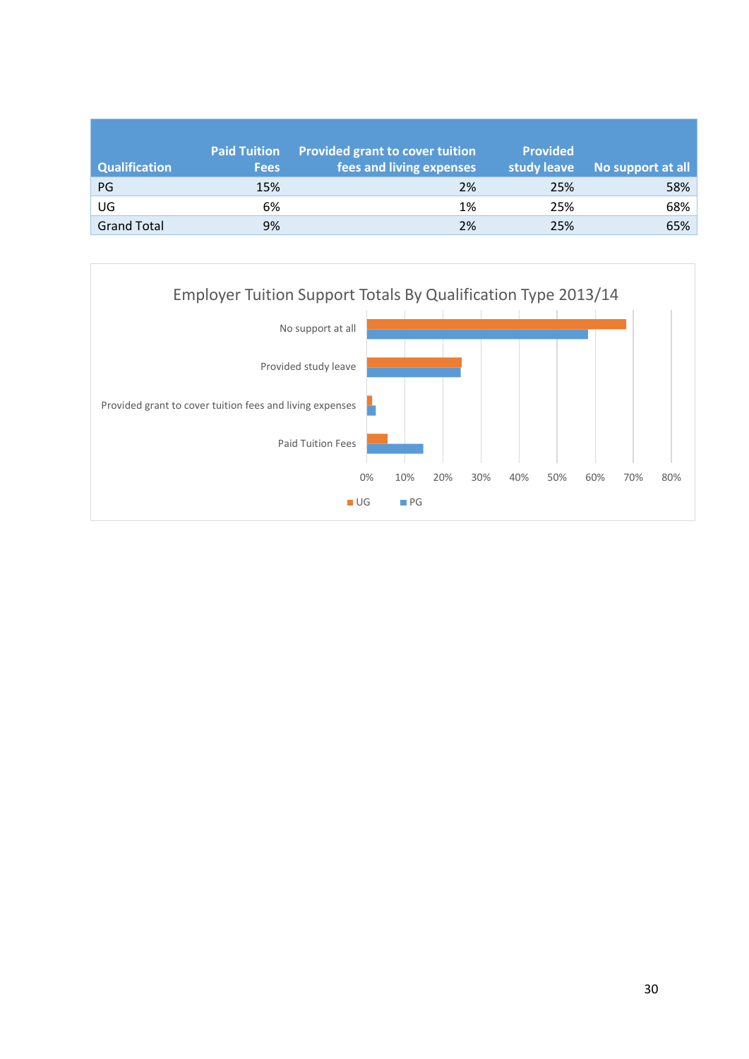| Qualification | Paid Tuition Fees | Provided grant to cover tuition fees and living expenses | Provided study leave | No support at all |
|---|---|---|---|---|
| PG | 15% | 2% | 25% | 58% |
| UG | 6% | 1% | 25% | 68% |
| Grand Total | 9% | 2% | 25% | 65% |

Employer Tuition Support Totals By Qualification Type 2013/14

| | UG | PG |
|---|---|---|
| No support at all | 68% | 58% |
| Provided study leave | 25% | 25% |
| Provided grant to cover tuition fees and living expenses | 1% | 2% |
| Paid Tuition Fees | 6% | 15% |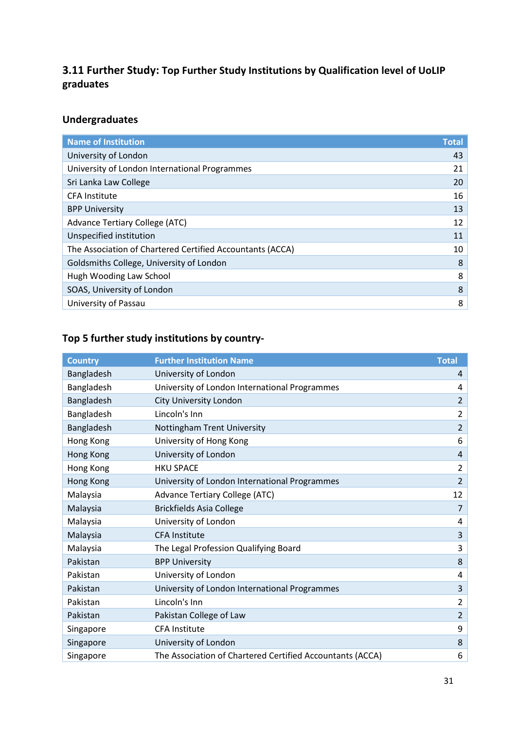### 3.11 Further Study: Top Further Study Institutions by Qualification level of UoLIP graduates

#### Undergraduates

| Name of Institution | Total |
|---|---|
| University of London | 43 |
| University of London International Programmes | 21 |
| Sri Lanka Law College | 20 |
| CFA Institute | 16 |
| BPP University | 13 |
| Advance Tertiary College (ATC) | 12 |
| Unspecified institution | 11 |
| The Association of Chartered Certified Accountants (ACCA) | 10 |
| Goldsmiths College, University of London | 8 |
| Hugh Wooding Law School | 8 |
| SOAS, University of London | 8 |
| University of Passau | 8 |

#### Top 5 further study institutions by country-

| Country | Further Institution Name | Total |
|---|---|---|
| Bangladesh | University of London | 4 |
| Bangladesh | University of London International Programmes | 4 |
| Bangladesh | City University London | 2 |
| Bangladesh | Lincoln's Inn | 2 |
| Bangladesh | Nottingham Trent University | 2 |
| Hong Kong | University of Hong Kong | 6 |
| Hong Kong | University of London | 4 |
| Hong Kong | HKU SPACE | 2 |
| Hong Kong | University of London International Programmes | 2 |
| Malaysia | Advance Tertiary College (ATC) | 12 |
| Malaysia | Brickfields Asia College | 7 |
| Malaysia | University of London | 4 |
| Malaysia | CFA Institute | 3 |
| Malaysia | The Legal Profession Qualifying Board | 3 |
| Pakistan | BPP University | 8 |
| Pakistan | University of London | 4 |
| Pakistan | University of London International Programmes | 3 |
| Pakistan | Lincoln's Inn | 2 |
| Pakistan | Pakistan College of Law | 2 |
| Singapore | CFA Institute | 9 |
| Singapore | University of London | 8 |
| Singapore | The Association of Chartered Certified Accountants (ACCA) | 6 |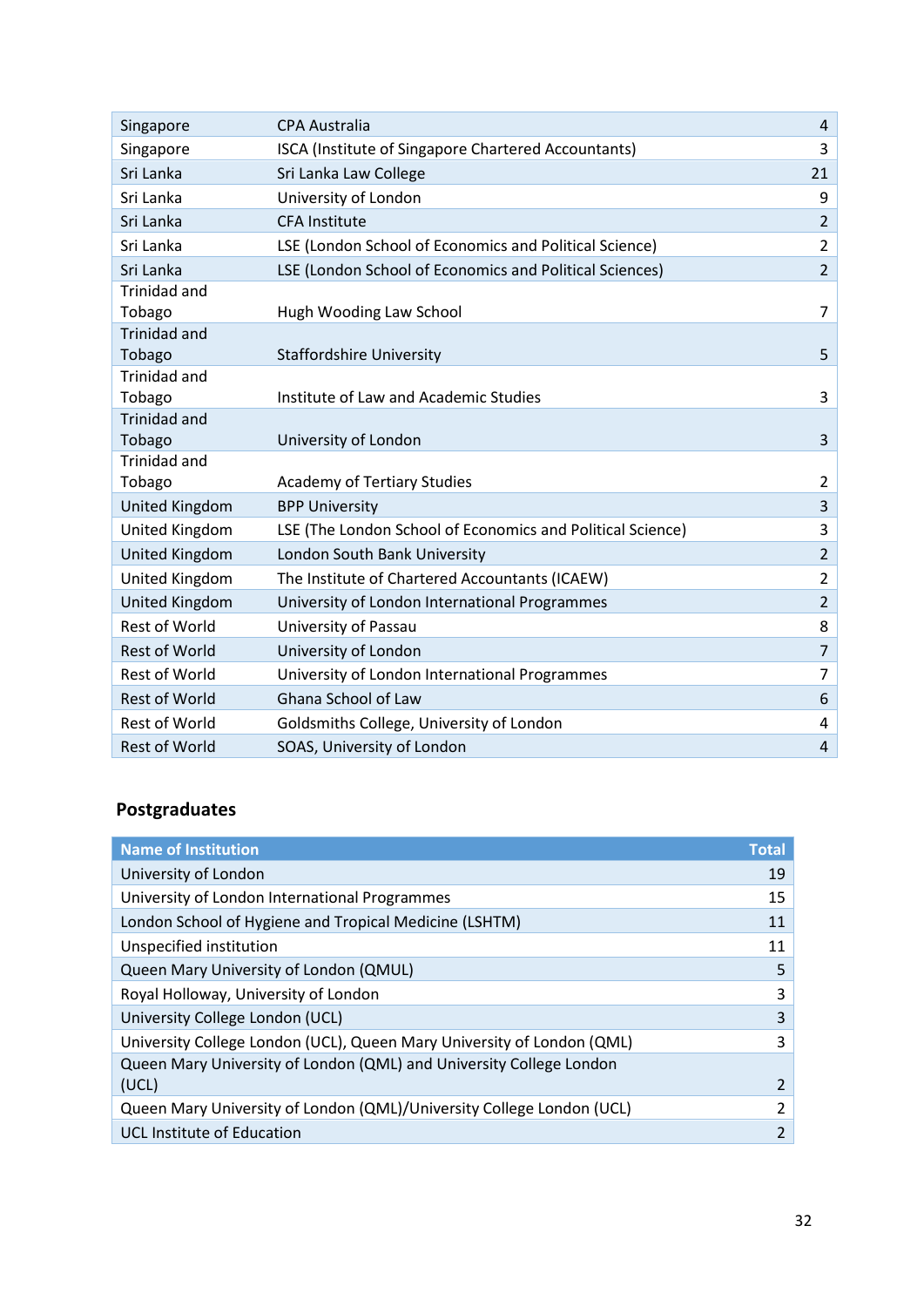| | | |
|---|---|---|
| Singapore | CPA Australia | 4 |
| Singapore | ISCA (Institute of Singapore Chartered Accountants) | 3 |
| Sri Lanka | Sri Lanka Law College | 21 |
| Sri Lanka | University of London | 9 |
| Sri Lanka | CFA Institute | 2 |
| Sri Lanka | LSE (London School of Economics and Political Science) | 2 |
| Sri Lanka | LSE (London School of Economics and Political Sciences) | 2 |
| Trinidad and Tobago | Hugh Wooding Law School | 7 |
| Trinidad and Tobago | Staffordshire University | 5 |
| Trinidad and Tobago | Institute of Law and Academic Studies | 3 |
| Trinidad and Tobago | University of London | 3 |
| Trinidad and Tobago | Academy of Tertiary Studies | 2 |
| United Kingdom | BPP University | 3 |
| United Kingdom | LSE (The London School of Economics and Political Science) | 3 |
| United Kingdom | London South Bank University | 2 |
| United Kingdom | The Institute of Chartered Accountants (ICAEW) | 2 |
| United Kingdom | University of London International Programmes | 2 |
| Rest of World | University of Passau | 8 |
| Rest of World | University of London | 7 |
| Rest of World | University of London International Programmes | 7 |
| Rest of World | Ghana School of Law | 6 |
| Rest of World | Goldsmiths College, University of London | 4 |
| Rest of World | SOAS, University of London | 4 |

### Postgraduates

| Name of Institution | Total |
|---|---|
| University of London | 19 |
| University of London International Programmes | 15 |
| London School of Hygiene and Tropical Medicine (LSHTM) | 11 |
| Unspecified institution | 11 |
| Queen Mary University of London (QMUL) | 5 |
| Royal Holloway, University of London | 3 |
| University College London (UCL) | 3 |
| University College London (UCL), Queen Mary University of London (QML) | 3 |
| Queen Mary University of London (QML) and University College London (UCL) | 2 |
| Queen Mary University of London (QML)/University College London (UCL) | 2 |
| UCL Institute of Education | 2 |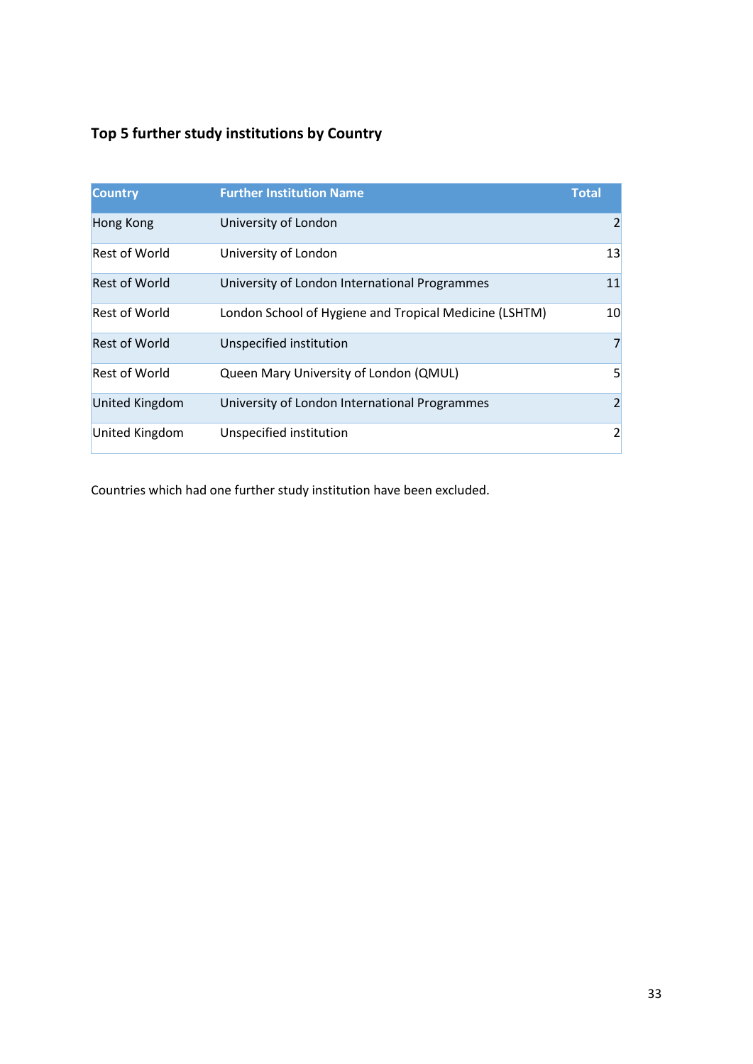### Top 5 further study institutions by Country

| Country | Further Institution Name | Total |
|---|---|---|
| Hong Kong | University of London | 2 |
| Rest of World | University of London | 13 |
| Rest of World | University of London International Programmes | 11 |
| Rest of World | London School of Hygiene and Tropical Medicine (LSHTM) | 10 |
| Rest of World | Unspecified institution | 7 |
| Rest of World | Queen Mary University of London (QMUL) | 5 |
| United Kingdom | University of London International Programmes | 2 |
| United Kingdom | Unspecified institution | 2 |

Countries which had one further study institution have been excluded.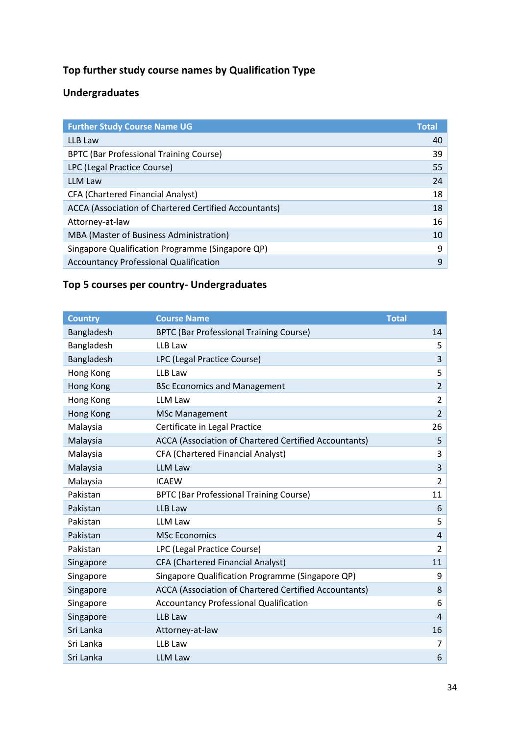## Top further study course names by Qualification Type

### Undergraduates

| Further Study Course Name UG | Total |
|---|---|
| LLB Law | 40 |
| BPTC (Bar Professional Training Course) | 39 |
| LPC (Legal Practice Course) | 55 |
| LLM Law | 24 |
| CFA (Chartered Financial Analyst) | 18 |
| ACCA (Association of Chartered Certified Accountants) | 18 |
| Attorney-at-law | 16 |
| MBA (Master of Business Administration) | 10 |
| Singapore Qualification Programme (Singapore QP) | 9 |
| Accountancy Professional Qualification | 9 |

### Top 5 courses per country- Undergraduates

| Country | Course Name | Total |
|---|---|---|
| Bangladesh | BPTC (Bar Professional Training Course) | 14 |
| Bangladesh | LLB Law | 5 |
| Bangladesh | LPC (Legal Practice Course) | 3 |
| Hong Kong | LLB Law | 5 |
| Hong Kong | BSc Economics and Management | 2 |
| Hong Kong | LLM Law | 2 |
| Hong Kong | MSc Management | 2 |
| Malaysia | Certificate in Legal Practice | 26 |
| Malaysia | ACCA (Association of Chartered Certified Accountants) | 5 |
| Malaysia | CFA (Chartered Financial Analyst) | 3 |
| Malaysia | LLM Law | 3 |
| Malaysia | ICAEW | 2 |
| Pakistan | BPTC (Bar Professional Training Course) | 11 |
| Pakistan | LLB Law | 6 |
| Pakistan | LLM Law | 5 |
| Pakistan | MSc Economics | 4 |
| Pakistan | LPC (Legal Practice Course) | 2 |
| Singapore | CFA (Chartered Financial Analyst) | 11 |
| Singapore | Singapore Qualification Programme (Singapore QP) | 9 |
| Singapore | ACCA (Association of Chartered Certified Accountants) | 8 |
| Singapore | Accountancy Professional Qualification | 6 |
| Singapore | LLB Law | 4 |
| Sri Lanka | Attorney-at-law | 16 |
| Sri Lanka | LLB Law | 7 |
| Sri Lanka | LLM Law | 6 |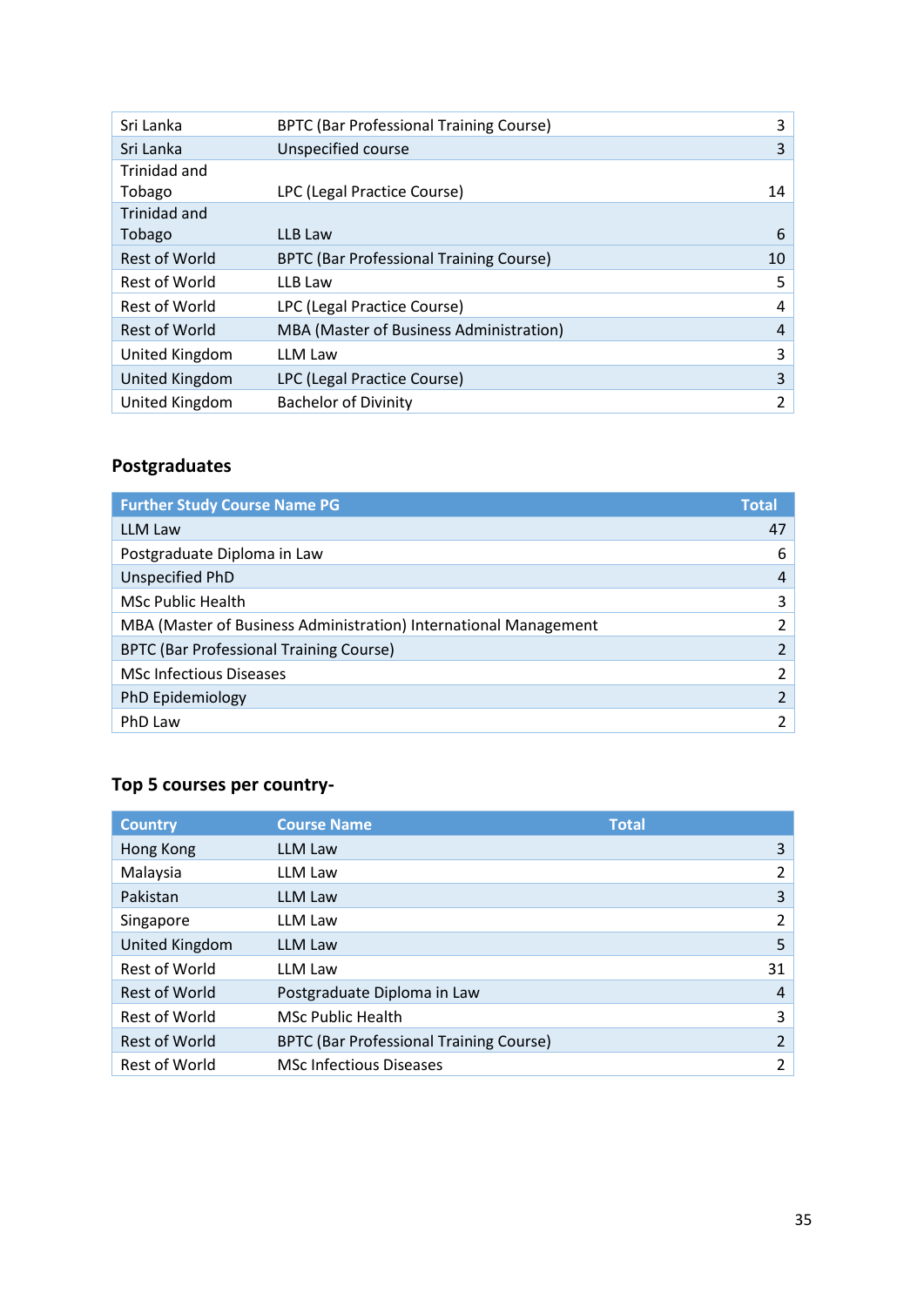| | | |
|---|---|---|
| Sri Lanka | BPTC (Bar Professional Training Course) | 3 |
| Sri Lanka | Unspecified course | 3 |
| Trinidad and Tobago | LPC (Legal Practice Course) | 14 |
| Trinidad and Tobago | LLB Law | 6 |
| Rest of World | BPTC (Bar Professional Training Course) | 10 |
| Rest of World | LLB Law | 5 |
| Rest of World | LPC (Legal Practice Course) | 4 |
| Rest of World | MBA (Master of Business Administration) | 4 |
| United Kingdom | LLM Law | 3 |
| United Kingdom | LPC (Legal Practice Course) | 3 |
| United Kingdom | Bachelor of Divinity | 2 |

## Postgraduates

| Further Study Course Name PG | Total |
|---|---|
| LLM Law | 47 |
| Postgraduate Diploma in Law | 6 |
| Unspecified PhD | 4 |
| MSc Public Health | 3 |
| MBA (Master of Business Administration) International Management | 2 |
| BPTC (Bar Professional Training Course) | 2 |
| MSc Infectious Diseases | 2 |
| PhD Epidemiology | 2 |
| PhD Law | 2 |

## Top 5 courses per country-

| Country | Course Name | Total |
|---|---|---|
| Hong Kong | LLM Law | 3 |
| Malaysia | LLM Law | 2 |
| Pakistan | LLM Law | 3 |
| Singapore | LLM Law | 2 |
| United Kingdom | LLM Law | 5 |
| Rest of World | LLM Law | 31 |
| Rest of World | Postgraduate Diploma in Law | 4 |
| Rest of World | MSc Public Health | 3 |
| Rest of World | BPTC (Bar Professional Training Course) | 2 |
| Rest of World | MSc Infectious Diseases | 2 |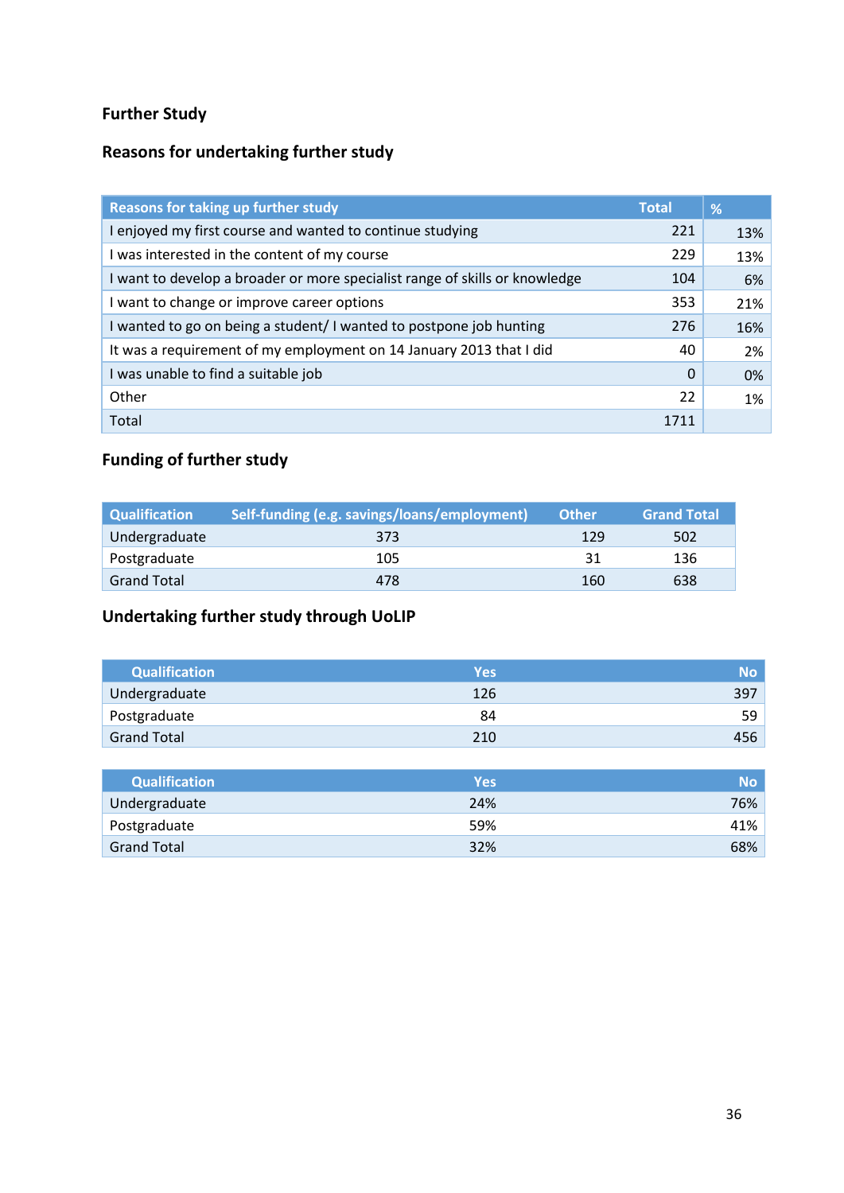## Further Study

### Reasons for undertaking further study

| Reasons for taking up further study | Total | % |
|---|---|---|
| I enjoyed my first course and wanted to continue studying | 221 | 13% |
| I was interested in the content of my course | 229 | 13% |
| I want to develop a broader or more specialist range of skills or knowledge | 104 | 6% |
| I want to change or improve career options | 353 | 21% |
| I wanted to go on being a student/ I wanted to postpone job hunting | 276 | 16% |
| It was a requirement of my employment on 14 January 2013 that I did | 40 | 2% |
| I was unable to find a suitable job | 0 | 0% |
| Other | 22 | 1% |
| Total | 1711 | |

### Funding of further study

| Qualification | Self-funding (e.g. savings/loans/employment) | Other | Grand Total |
|---|---|---|---|
| Undergraduate | 373 | 129 | 502 |
| Postgraduate | 105 | 31 | 136 |
| Grand Total | 478 | 160 | 638 |

### Undertaking further study through UoLIP

| Qualification | Yes | No |
|---|---|---|
| Undergraduate | 126 | 397 |
| Postgraduate | 84 | 59 |
| Grand Total | 210 | 456 |

| Qualification | Yes | No |
|---|---|---|
| Undergraduate | 24% | 76% |
| Postgraduate | 59% | 41% |
| Grand Total | 32% | 68% |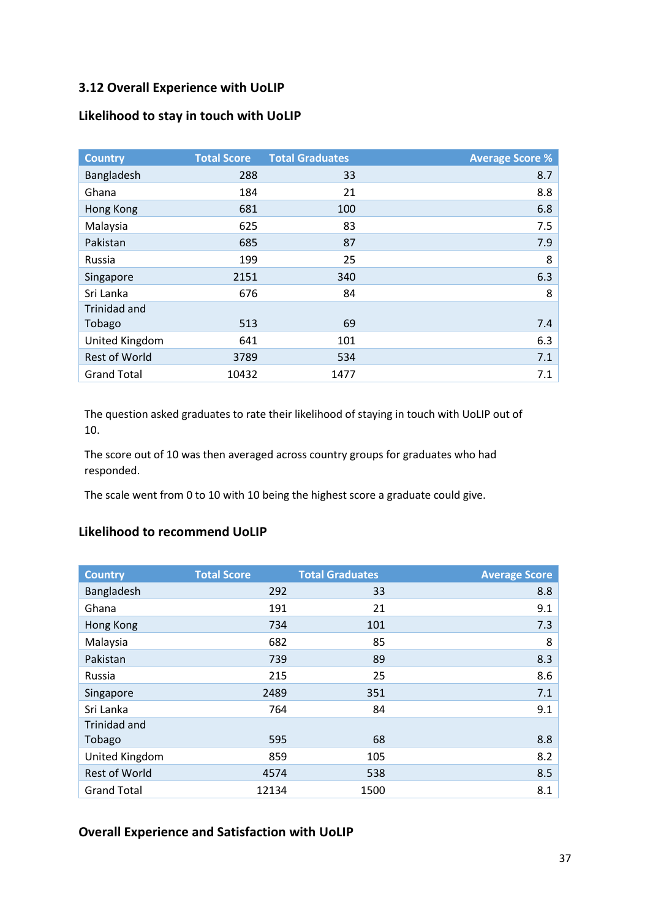### 3.12 Overall Experience with UoLIP

#### Likelihood to stay in touch with UoLIP

| Country | Total Score | Total Graduates | Average Score % |
|---|---|---|---|
| Bangladesh | 288 | 33 | 8.7 |
| Ghana | 184 | 21 | 8.8 |
| Hong Kong | 681 | 100 | 6.8 |
| Malaysia | 625 | 83 | 7.5 |
| Pakistan | 685 | 87 | 7.9 |
| Russia | 199 | 25 | 8 |
| Singapore | 2151 | 340 | 6.3 |
| Sri Lanka | 676 | 84 | 8 |
| Trinidad and Tobago | 513 | 69 | 7.4 |
| United Kingdom | 641 | 101 | 6.3 |
| Rest of World | 3789 | 534 | 7.1 |
| Grand Total | 10432 | 1477 | 7.1 |

The question asked graduates to rate their likelihood of staying in touch with UoLIP out of 10.

The score out of 10 was then averaged across country groups for graduates who had responded.

The scale went from 0 to 10 with 10 being the highest score a graduate could give.

#### Likelihood to recommend UoLIP

| Country | Total Score | Total Graduates | Average Score |
|---|---|---|---|
| Bangladesh | 292 | 33 | 8.8 |
| Ghana | 191 | 21 | 9.1 |
| Hong Kong | 734 | 101 | 7.3 |
| Malaysia | 682 | 85 | 8 |
| Pakistan | 739 | 89 | 8.3 |
| Russia | 215 | 25 | 8.6 |
| Singapore | 2489 | 351 | 7.1 |
| Sri Lanka | 764 | 84 | 9.1 |
| Trinidad and Tobago | 595 | 68 | 8.8 |
| United Kingdom | 859 | 105 | 8.2 |
| Rest of World | 4574 | 538 | 8.5 |
| Grand Total | 12134 | 1500 | 8.1 |

#### Overall Experience and Satisfaction with UoLIP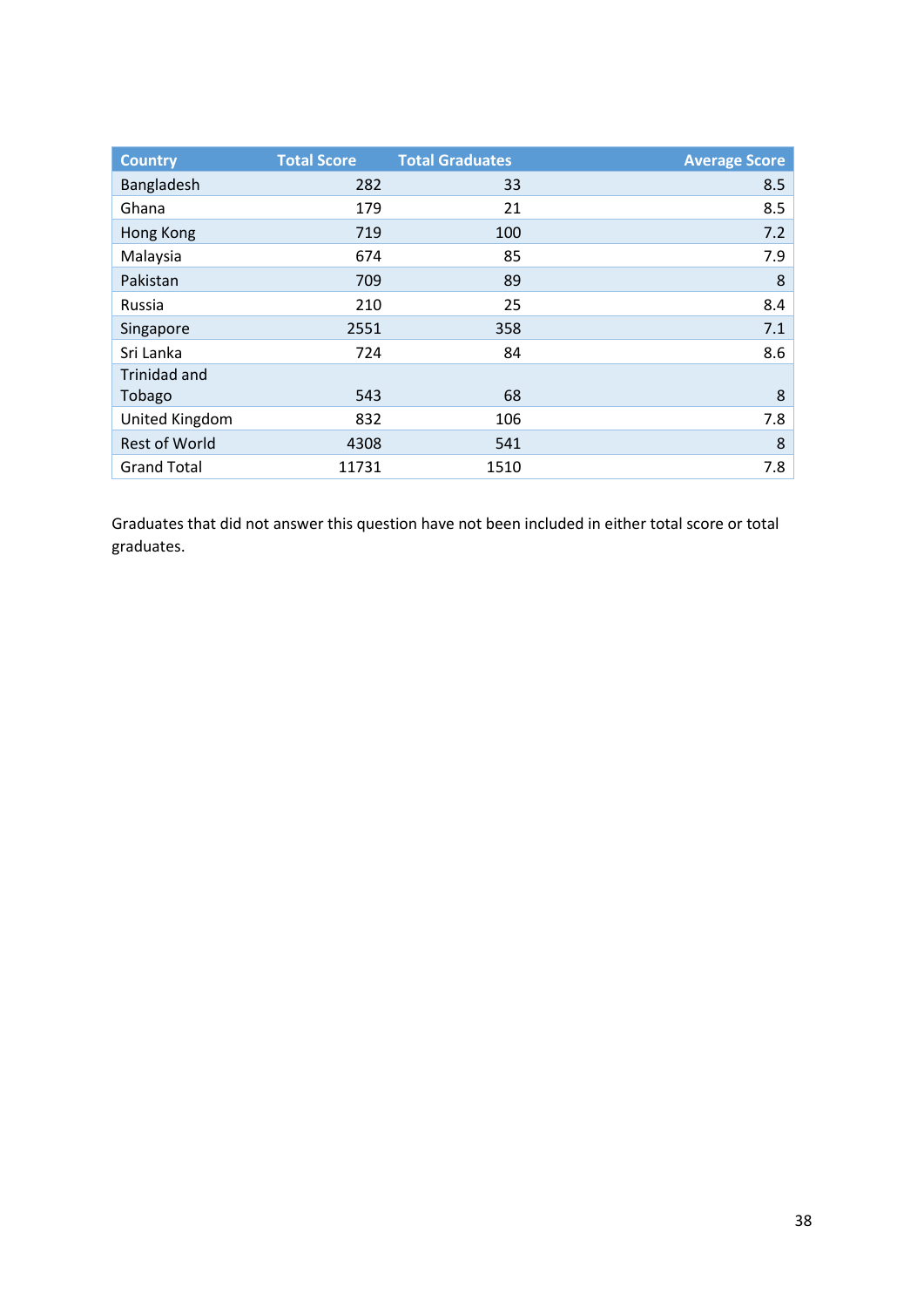| Country | Total Score | Total Graduates | Average Score |
|---|---|---|---|
| Bangladesh | 282 | 33 | 8.5 |
| Ghana | 179 | 21 | 8.5 |
| Hong Kong | 719 | 100 | 7.2 |
| Malaysia | 674 | 85 | 7.9 |
| Pakistan | 709 | 89 | 8 |
| Russia | 210 | 25 | 8.4 |
| Singapore | 2551 | 358 | 7.1 |
| Sri Lanka | 724 | 84 | 8.6 |
| Trinidad and Tobago | 543 | 68 | 8 |
| United Kingdom | 832 | 106 | 7.8 |
| Rest of World | 4308 | 541 | 8 |
| Grand Total | 11731 | 1510 | 7.8 |

Graduates that did not answer this question have not been included in either total score or total graduates.